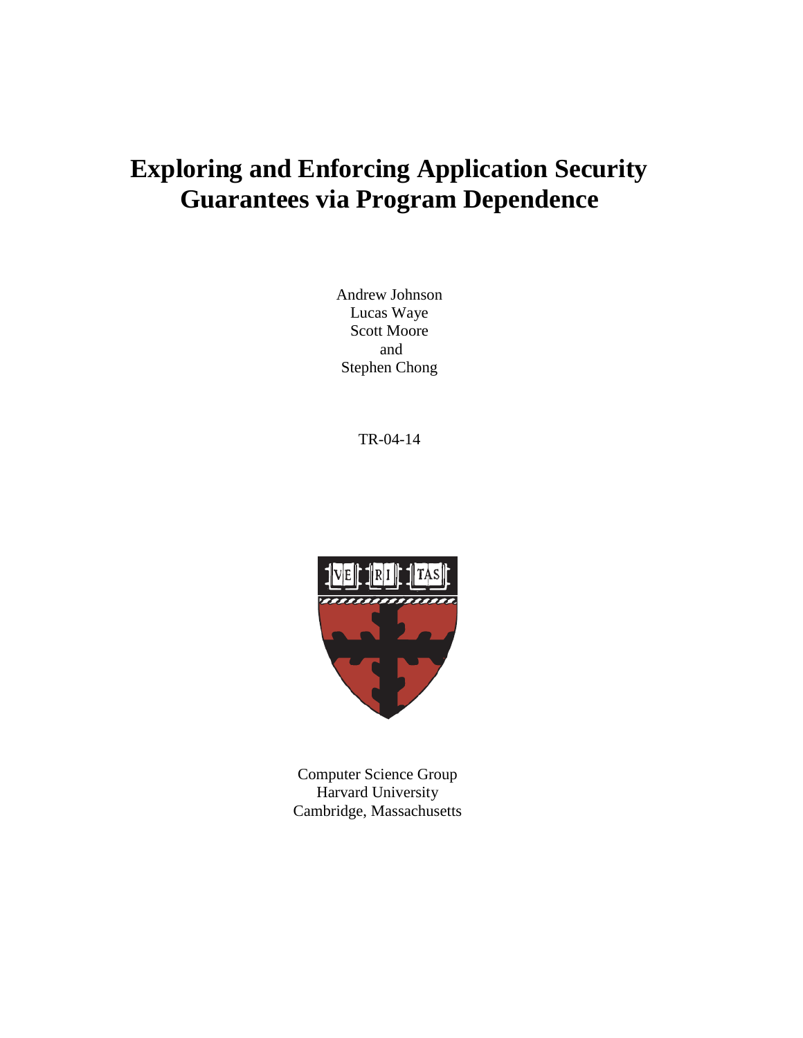# Exploring and Enforcing Application Security Guarantees via Program Dependence

Andrew Johnson
Lucas Waye
Scott Moore
and
Stephen Chong

TR-04-14

Computer Science Group
Harvard University
Cambridge, Massachusetts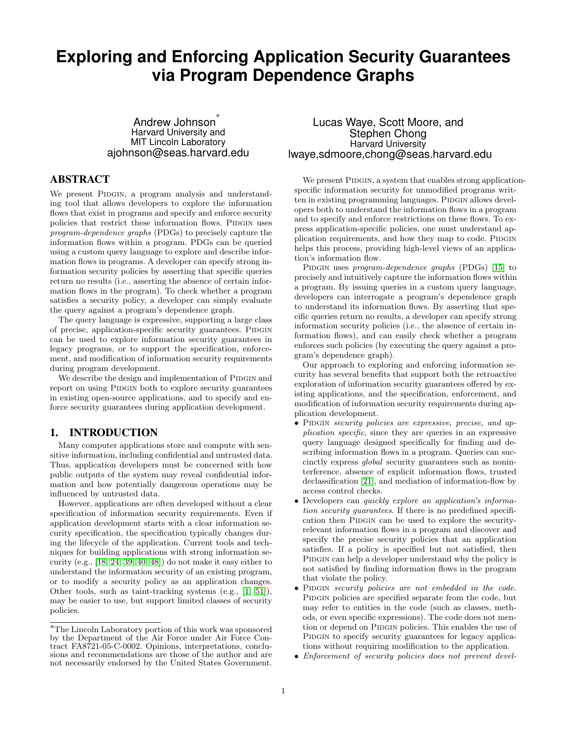# Exploring and Enforcing Application Security Guarantees via Program Dependence Graphs

Andrew Johnson[*]
Harvard University and
MIT Lincoln Laboratory
ajohnson@seas.harvard.edu

Lucas Waye, Scott Moore, and Stephen Chong
Harvard University
lwaye,sdmoore,chong@seas.harvard.edu

## ABSTRACT

We present PIDGIN, a program analysis and understanding tool that allows developers to explore the information flows that exist in programs and specify and enforce security policies that restrict these information flows. PIDGIN uses *program-dependence graphs* (PDGs) to precisely capture the information flows within a program. PDGs can be queried using a custom query language to explore and describe information flows in programs. A developer can specify strong information security policies by asserting that specific queries return no results (i.e., asserting the absence of certain information flows in the program). To check whether a program satisfies a security policy, a developer can simply evaluate the query against a program's dependence graph.

The query language is expressive, supporting a large class of precise, application-specific security guarantees. PIDGIN can be used to explore information security guarantees in legacy programs, or to support the specification, enforcement, and modification of information security requirements during program development.

We describe the design and implementation of PIDGIN and report on using PIDGIN both to explore security guarantees in existing open-source applications, and to specify and enforce security guarantees during application development.

## 1. INTRODUCTION

Many computer applications store and compute with sensitive information, including confidential and untrusted data. Thus, application developers must be concerned with how public outputs of the system may reveal confidential information and how potentially dangerous operations may be influenced by untrusted data.

However, applications are often developed without a clear specification of information security requirements. Even if application development starts with a clear information security specification, the specification typically changes during the lifecycle of the application. Current tools and techniques for building applications with strong information security (e.g., [18, 24, 39, 40, 48]) do not make it easy either to understand the information security of an existing program, or to modify a security policy as an application changes. Other tools, such as taint-tracking systems (e.g., [1, 51]), may be easier to use, but support limited classes of security policies.

We present PIDGIN, a system that enables strong application-specific information security for unmodified programs written in existing programming languages. PIDGIN allows developers both to understand the information flows in a program and to specify and enforce restrictions on these flows. To express application-specific policies, one must understand application requirements, and how they map to code. PIDGIN helps this process, providing high-level views of an application's information flow.

PIDGIN uses *program-dependence graphs* (PDGs) [15] to precisely and intuitively capture the information flows within a program. By issuing queries in a custom query language, developers can interrogate a program's dependence graph to understand its information flows. By asserting that specific queries return no results, a developer can specify strong information security policies (i.e., the absence of certain information flows), and can easily check whether a program enforces such policies (by executing the query against a program's dependence graph).

Our approach to exploring and enforcing information security has several benefits that support both the retroactive exploration of information security guarantees offered by existing applications, and the specification, enforcement, and modification of information security requirements during application development.

- PIDGIN *security policies are expressive, precise, and application specific*, since they are queries in an expressive query language designed specifically for finding and describing information flows in a program. Queries can succinctly express *global* security guarantees such as noninterference, absence of explicit information flows, trusted declassification [21], and mediation of information-flow by access control checks.
- Developers can *quickly explore an application's information security guarantees*. If there is no predefined specification then PIDGIN can be used to explore the security-relevant information flows in a program and discover and specify the precise security policies that an application satisfies. If a policy is specified but not satisfied, then PIDGIN can help a developer understand why the policy is not satisfied by finding information flows in the program that violate the policy.
- PIDGIN *security policies are not embedded in the code*. PIDGIN policies are specified separate from the code, but may refer to entities in the code (such as classes, methods, or even specific expressions). The code does not mention or depend on PIDGIN policies. This enables the use of PIDGIN to specify security guarantees for legacy applications without requiring modification to the application.
- *Enforcement of security policies does not prevent devel-*

[*]The Lincoln Laboratory portion of this work was sponsored by the Department of the Air Force under Air Force Contract FA8721-05-C-0002. Opinions, interpretations, conclusions and recommendations are those of the author and are not necessarily endorsed by the United States Government.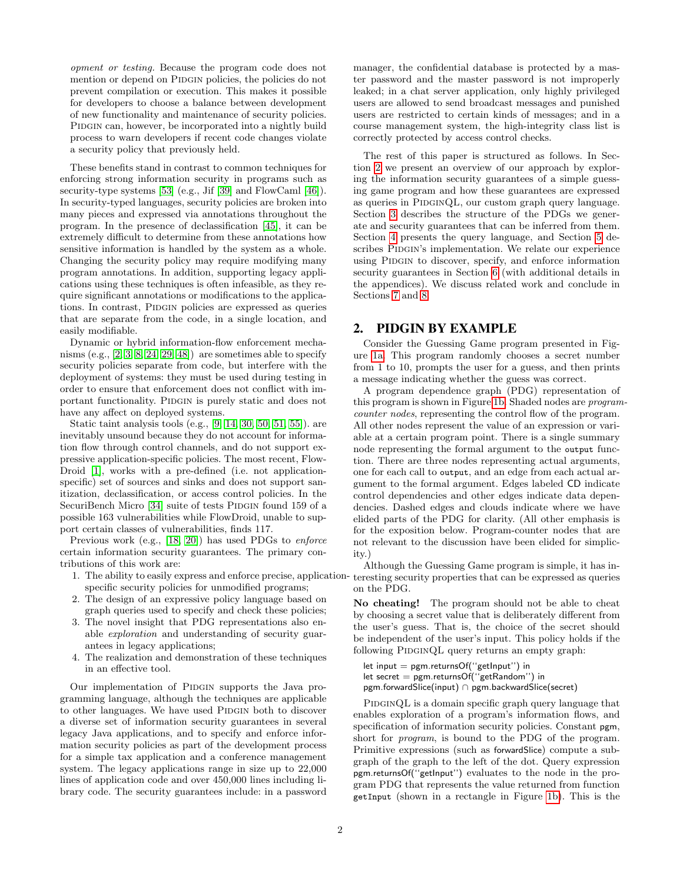*opment or testing.* Because the program code does not mention or depend on PIDGIN policies, the policies do not prevent compilation or execution. This makes it possible for developers to choose a balance between development of new functionality and maintenance of security policies. PIDGIN can, however, be incorporated into a nightly build process to warn developers if recent code changes violate a security policy that previously held.

These benefits stand in contrast to common techniques for enforcing strong information security in programs such as security-type systems [53] (e.g., Jif [39] and FlowCaml [46]). In security-typed languages, security policies are broken into many pieces and expressed via annotations throughout the program. In the presence of declassification [45], it can be extremely difficult to determine from these annotations how sensitive information is handled by the system as a whole. Changing the security policy may require modifying many program annotations. In addition, supporting legacy applications using these techniques is often infeasible, as they require significant annotations or modifications to the applications. In contrast, PIDGIN policies are expressed as queries that are separate from the code, in a single location, and easily modifiable.

Dynamic or hybrid information-flow enforcement mechanisms (e.g., [2, 3, 8, 24, 29, 48]) are sometimes able to specify security policies separate from code, but interfere with the deployment of systems: they must be used during testing in order to ensure that enforcement does not conflict with important functionality. PIDGIN is purely static and does not have any affect on deployed systems.

Static taint analysis tools (e.g., [9, 14, 30, 50, 51, 55]). are inevitably unsound because they do not account for information flow through control channels, and do not support expressive application-specific policies. The most recent, FlowDroid [1], works with a pre-defined (i.e. not application-specific) set of sources and sinks and does not support sanitization, declassification, or access control policies. In the SecuriBench Micro [34] suite of tests PIDGIN found 159 of a possible 163 vulnerabilities while FlowDroid, unable to support certain classes of vulnerabilities, finds 117.

Previous work (e.g., [18, 20]) has used PDGs to *enforce* certain information security guarantees. The primary contributions of this work are:

1. The ability to easily express and enforce precise, application-specific security policies for unmodified programs;
2. The design of an expressive policy language based on graph queries used to specify and check these policies;
3. The novel insight that PDG representations also enable *exploration* and understanding of security guarantees in legacy applications;
4. The realization and demonstration of these techniques in an effective tool.

Our implementation of PIDGIN supports the Java programming language, although the techniques are applicable to other languages. We have used PIDGIN both to discover a diverse set of information security guarantees in several legacy Java applications, and to specify and enforce information security policies as part of the development process for a simple tax application and a conference management system. The legacy applications range in size up to 22,000 lines of application code and over 450,000 lines including library code. The security guarantees include: in a password manager, the confidential database is protected by a master password and the master password is not improperly leaked; in a chat server application, only highly privileged users are allowed to send broadcast messages and punished users are restricted to certain kinds of messages; and in a course management system, the high-integrity class list is correctly protected by access control checks.

The rest of this paper is structured as follows. In Section 2 we present an overview of our approach by exploring the information security guarantees of a simple guessing game program and how these guarantees are expressed as queries in PIDGINQL, our custom graph query language. Section 3 describes the structure of the PDGs we generate and security guarantees that can be inferred from them. Section 4 presents the query language, and Section 5 describes PIDGIN's implementation. We relate our experience using PIDGIN to discover, specify, and enforce information security guarantees in Section 6 (with additional details in the appendices). We discuss related work and conclude in Sections 7 and 8.

## 2. PIDGIN BY EXAMPLE

Consider the Guessing Game program presented in Figure 1a. This program randomly chooses a secret number from 1 to 10, prompts the user for a guess, and then prints a message indicating whether the guess was correct.

A program dependence graph (PDG) representation of this program is shown in Figure 1b. Shaded nodes are *program-counter nodes*, representing the control flow of the program. All other nodes represent the value of an expression or variable at a certain program point. There is a single summary node representing the formal argument to the `output` function. There are three nodes representing actual arguments, one for each call to `output`, and an edge from each actual argument to the formal argument. Edges labeled CD indicate control dependencies and other edges indicate data dependencies. Dashed edges and clouds indicate where we have elided parts of the PDG for clarity. (All other emphasis is for the exposition below. Program-counter nodes that are not relevant to the discussion have been elided for simplicity.)

Although the Guessing Game program is simple, it has interesting security properties that can be expressed as queries on the PDG.

**No cheating!** The program should not be able to cheat by choosing a secret value that is deliberately different from the user's guess. That is, the choice of the secret should be independent of the user's input. This policy holds if the following PIDGINQL query returns an empty graph:

```
let input = pgm.returnsOf("getInput") in
let secret = pgm.returnsOf("getRandom") in
pgm.forwardSlice(input) ∩ pgm.backwardSlice(secret)
```

PIDGINQL is a domain specific graph query language that enables exploration of a program's information flows, and specification of information security policies. Constant pgm, short for *program*, is bound to the PDG of the program. Primitive expressions (such as forwardSlice) compute a subgraph of the graph to the left of the dot. Query expression pgm.returnsOf("getInput") evaluates to the node in the program PDG that represents the value returned from function `getInput` (shown in a rectangle in Figure 1b). This is the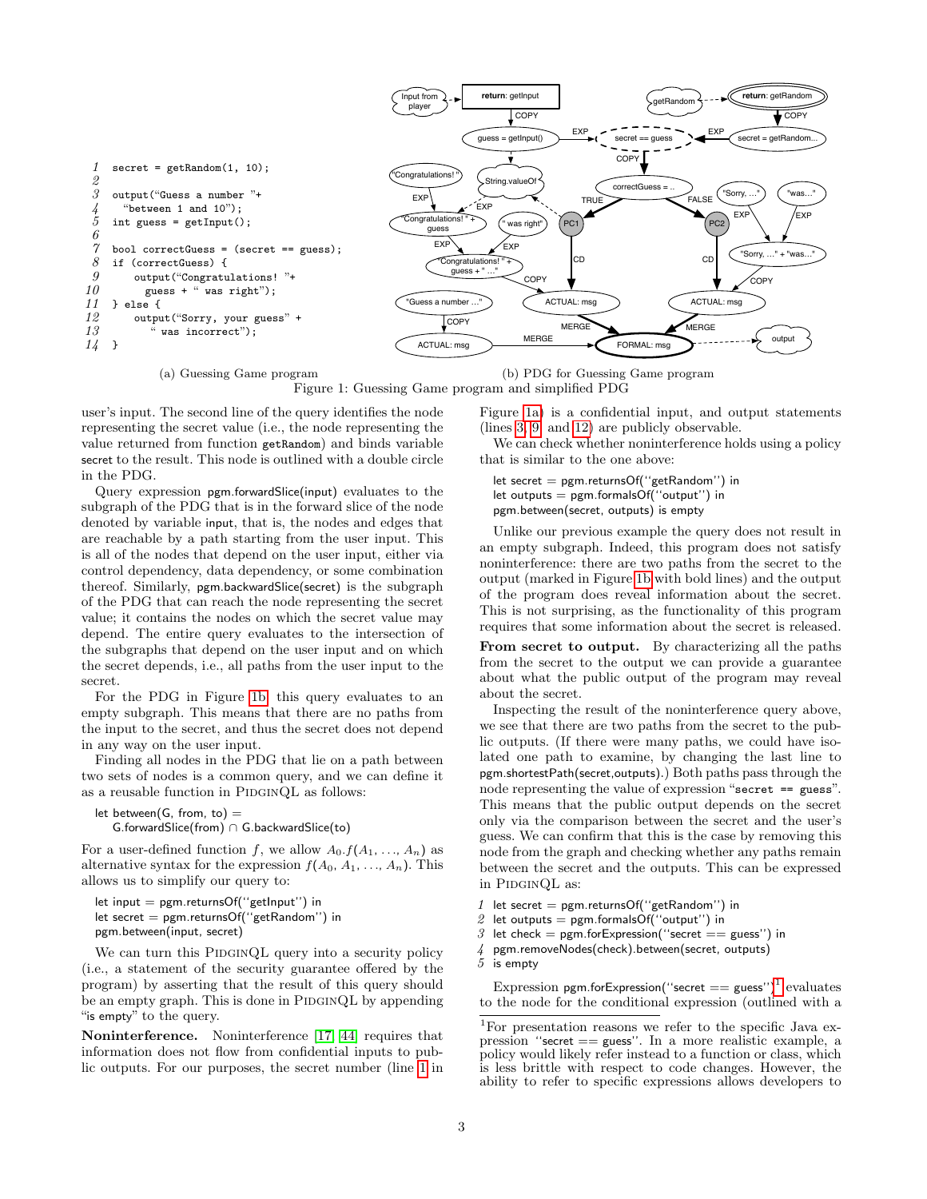```
1  secret = getRandom(1, 10);
2
3  output("Guess a number "+
4    "between 1 and 10");
5  int guess = getInput();
6
7  bool correctGuess = (secret == guess);
8  if (correctGuess) {
9      output("Congratulations! "+
10       guess + " was right");
11 } else {
12     output("Sorry, your guess" +
13       " was incorrect");
14 }
```

(a) Guessing Game program

(b) PDG for Guessing Game program

Figure 1: Guessing Game program and simplified PDG

user's input. The second line of the query identifies the node representing the secret value (i.e., the node representing the value returned from function `getRandom`) and binds variable secret to the result. This node is outlined with a double circle in the PDG.

Query expression pgm.forwardSlice(input) evaluates to the subgraph of the PDG that is in the forward slice of the node denoted by variable input, that is, the nodes and edges that are reachable by a path starting from the user input. This is all of the nodes that depend on the user input, either via control dependency, data dependency, or some combination thereof. Similarly, pgm.backwardSlice(secret) is the subgraph of the PDG that can reach the node representing the secret value; it contains the nodes on which the secret value may depend. The entire query evaluates to the intersection of the subgraphs that depend on the user input and on which the secret depends, i.e., all paths from the user input to the secret.

For the PDG in Figure 1b, this query evaluates to an empty subgraph. This means that there are no paths from the input to the secret, and thus the secret does not depend in any way on the user input.

Finding all nodes in the PDG that lie on a path between two sets of nodes is a common query, and we can define it as a reusable function in PIDGINQL as follows:

```
let between(G, from, to) =
    G.forwardSlice(from) ∩ G.backwardSlice(to)
```

For a user-defined function $f$, we allow $A_0.f(A_1, \ldots, A_n)$ as alternative syntax for the expression $f(A_0, A_1, \ldots, A_n)$. This allows us to simplify our query to:

```
let input = pgm.returnsOf("getInput") in
let secret = pgm.returnsOf("getRandom") in
pgm.between(input, secret)
```

We can turn this PIDGINQL query into a security policy (i.e., a statement of the security guarantee offered by the program) by asserting that the result of this query should be an empty graph. This is done in PIDGINQL by appending "is empty" to the query.

**Noninterference.** Noninterference [17, 44] requires that information does not flow from confidential inputs to public outputs. For our purposes, the secret number (line 1 in Figure 1a) is a confidential input, and output statements (lines 3, 9, and 12) are publicly observable.

We can check whether noninterference holds using a policy that is similar to the one above:

```
let secret = pgm.returnsOf("getRandom") in
let outputs = pgm.formalsOf("output") in
pgm.between(secret, outputs) is empty
```

Unlike our previous example the query does not result in an empty subgraph. Indeed, this program does not satisfy noninterference: there are two paths from the secret to the output (marked in Figure 1b with bold lines) and the output of the program does reveal information about the secret. This is not surprising, as the functionality of this program requires that some information about the secret is released.

**From secret to output.** By characterizing all the paths from the secret to the output we can provide a guarantee about what the public output of the program may reveal about the secret.

Inspecting the result of the noninterference query above, we see that there are two paths from the secret to the public outputs. (If there were many paths, we could have isolated one path to examine, by changing the last line to pgm.shortestPath(secret,outputs).) Both paths pass through the node representing the value of expression "`secret == guess`". This means that the public output depends on the secret only via the comparison between the secret and the user's guess. We can confirm that this is the case by removing this node from the graph and checking whether any paths remain between the secret and the outputs. This can be expressed in PIDGINQL as:

```
1  let secret = pgm.returnsOf("getRandom") in
2  let outputs = pgm.formalsOf("output") in
3  let check = pgm.forExpression("secret == guess") in
4  pgm.removeNodes(check).between(secret, outputs)
5  is empty
```

Expression pgm.forExpression("secret == guess")[1] evaluates to the node for the conditional expression (outlined with a

[1]For presentation reasons we refer to the specific Java expression "secret == guess". In a more realistic example, a policy would likely refer instead to a function or class, which is less brittle with respect to code changes. However, the ability to refer to specific expressions allows developers to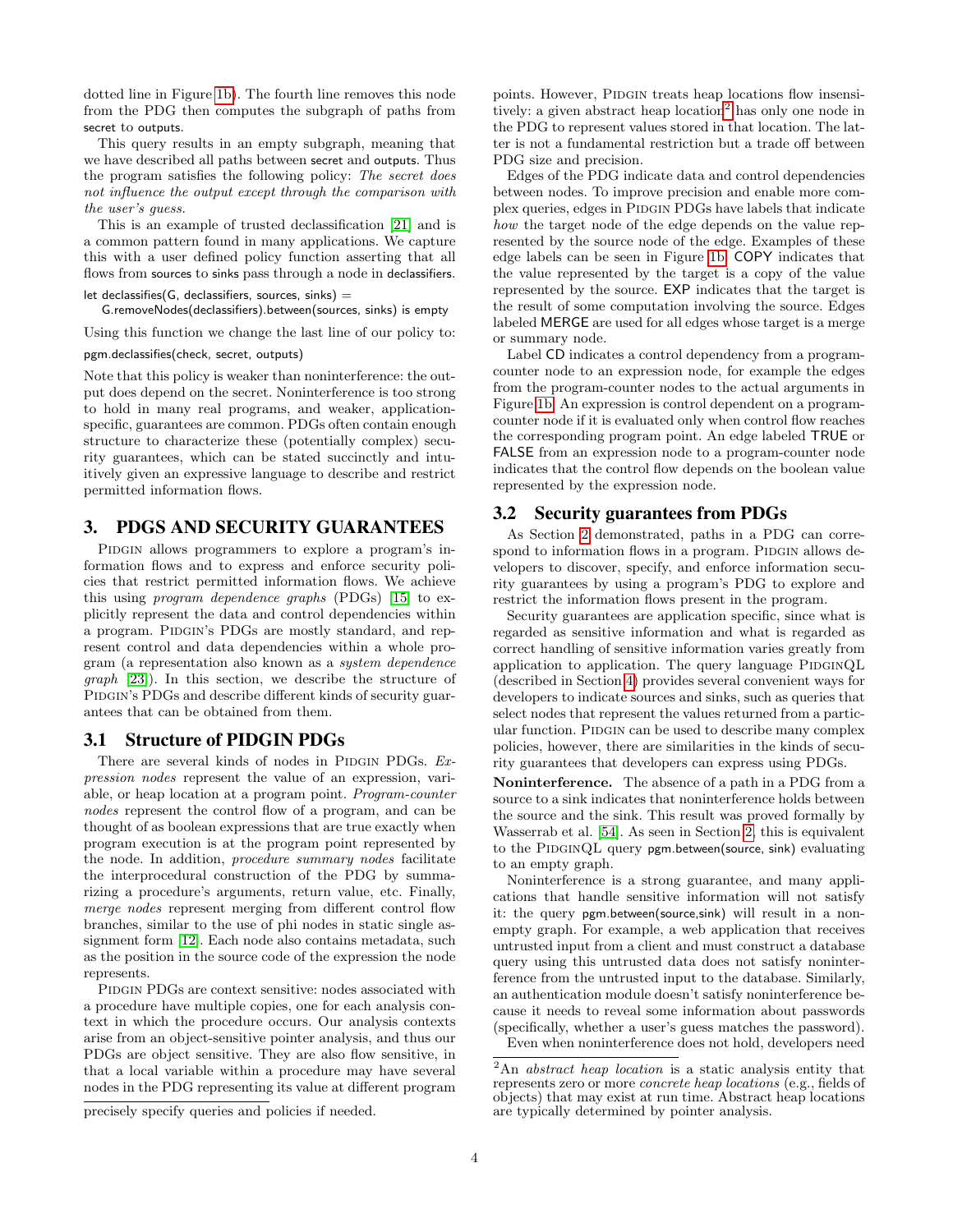dotted line in Figure 1b). The fourth line removes this node from the PDG then computes the subgraph of paths from secret to outputs.

This query results in an empty subgraph, meaning that we have described all paths between secret and outputs. Thus the program satisfies the following policy: *The secret does not influence the output except through the comparison with the user's guess.*

This is an example of trusted declassification [21] and is a common pattern found in many applications. We capture this with a user defined policy function asserting that all flows from sources to sinks pass through a node in declassifiers.

```
let declassifies(G, declassifiers, sources, sinks) =
  G.removeNodes(declassifiers).between(sources, sinks) is empty
```

Using this function we change the last line of our policy to:

```
pgm.declassifies(check, secret, outputs)
```

Note that this policy is weaker than noninterference: the output does depend on the secret. Noninterference is too strong to hold in many real programs, and weaker, application-specific, guarantees are common. PDGs often contain enough structure to characterize these (potentially complex) security guarantees, which can be stated succinctly and intuitively given an expressive language to describe and restrict permitted information flows.

## 3. PDGS AND SECURITY GUARANTEES

PIDGIN allows programmers to explore a program's information flows and to express and enforce security policies that restrict permitted information flows. We achieve this using *program dependence graphs* (PDGs) [15] to explicitly represent the data and control dependencies within a program. PIDGIN's PDGs are mostly standard, and represent control and data dependencies within a whole program (a representation also known as a *system dependence graph* [23]). In this section, we describe the structure of PIDGIN's PDGs and describe different kinds of security guarantees that can be obtained from them.

### 3.1 Structure of PIDGIN PDGs

There are several kinds of nodes in PIDGIN PDGs. *Expression nodes* represent the value of an expression, variable, or heap location at a program point. *Program-counter nodes* represent the control flow of a program, and can be thought of as boolean expressions that are true exactly when program execution is at the program point represented by the node. In addition, *procedure summary nodes* facilitate the interprocedural construction of the PDG by summarizing a procedure's arguments, return value, etc. Finally, *merge nodes* represent merging from different control flow branches, similar to the use of phi nodes in static single assignment form [12]. Each node also contains metadata, such as the position in the source code of the expression the node represents.

PIDGIN PDGs are context sensitive: nodes associated with a procedure have multiple copies, one for each analysis context in which the procedure occurs. Our analysis contexts arise from an object-sensitive pointer analysis, and thus our PDGs are object sensitive. They are also flow sensitive, in that a local variable within a procedure may have several nodes in the PDG representing its value at different program points. However, PIDGIN treats heap locations flow insensitively: a given abstract heap location[2] has only one node in the PDG to represent values stored in that location. The latter is not a fundamental restriction but a trade off between PDG size and precision.

Edges of the PDG indicate data and control dependencies between nodes. To improve precision and enable more complex queries, edges in PIDGIN PDGs have labels that indicate *how* the target node of the edge depends on the value represented by the source node of the edge. Examples of these edge labels can be seen in Figure 1b. COPY indicates that the value represented by the target is a copy of the value represented by the source. EXP indicates that the target is the result of some computation involving the source. Edges labeled MERGE are used for all edges whose target is a merge or summary node.

Label CD indicates a control dependency from a program-counter node to an expression node, for example the edges from the program-counter nodes to the actual arguments in Figure 1b. An expression is control dependent on a program-counter node if it is evaluated only when control flow reaches the corresponding program point. An edge labeled TRUE or FALSE from an expression node to a program-counter node indicates that the control flow depends on the boolean value represented by the expression node.

### 3.2 Security guarantees from PDGs

As Section 2 demonstrated, paths in a PDG can correspond to information flows in a program. PIDGIN allows developers to discover, specify, and enforce information security guarantees by using a program's PDG to explore and restrict the information flows present in the program.

Security guarantees are application specific, since what is regarded as sensitive information and what is regarded as correct handling of sensitive information varies greatly from application to application. The query language PIDGINQL (described in Section 4) provides several convenient ways for developers to indicate sources and sinks, such as queries that select nodes that represent the values returned from a particular function. PIDGIN can be used to describe many complex policies, however, there are similarities in the kinds of security guarantees that developers can express using PDGs.

**Noninterference.** The absence of a path in a PDG from a source to a sink indicates that noninterference holds between the source and the sink. This result was proved formally by Wasserrab et al. [54]. As seen in Section 2, this is equivalent to the PIDGINQL query pgm.between(source, sink) evaluating to an empty graph.

Noninterference is a strong guarantee, and many applications that handle sensitive information will not satisfy it: the query pgm.between(source,sink) will result in a non-empty graph. For example, a web application that receives untrusted input from a client and must construct a database query using this untrusted data does not satisfy noninterference from the untrusted input to the database. Similarly, an authentication module doesn't satisfy noninterference because it needs to reveal some information about passwords (specifically, whether a user's guess matches the password).

Even when noninterference does not hold, developers need

---

precisely specify queries and policies if needed.

[2] An *abstract heap location* is a static analysis entity that represents zero or more *concrete heap locations* (e.g., fields of objects) that may exist at run time. Abstract heap locations are typically determined by pointer analysis.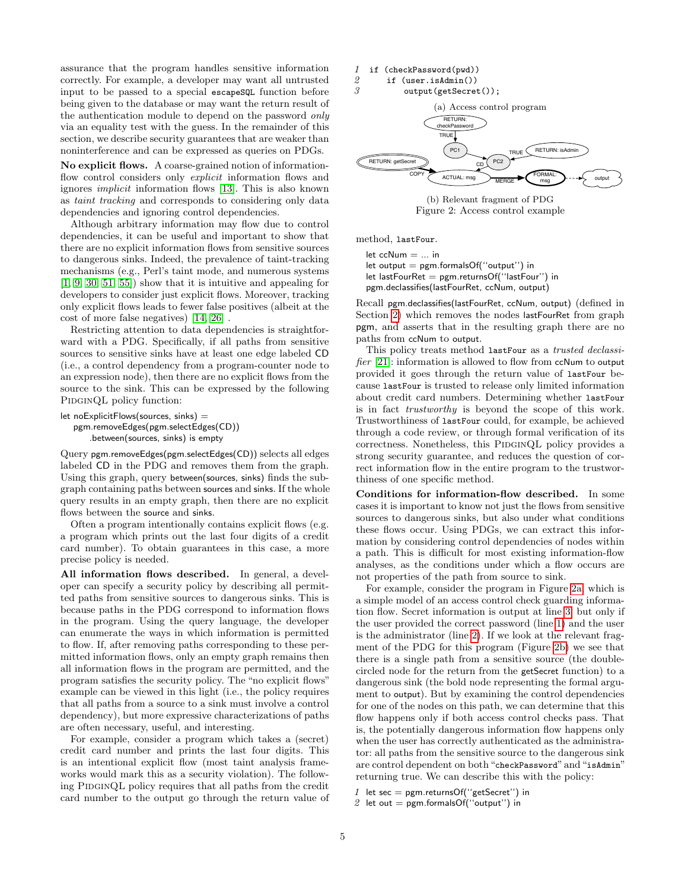assurance that the program handles sensitive information correctly. For example, a developer may want all untrusted input to be passed to a special `escapeSQL` function before being given to the database or may want the return result of the authentication module to depend on the password *only* via an equality test with the guess. In the remainder of this section, we describe security guarantees that are weaker than noninterference and can be expressed as queries on PDGs.

**No explicit flows.** A coarse-grained notion of information-flow control considers only *explicit* information flows and ignores *implicit* information flows [13]. This is also known as *taint tracking* and corresponds to considering only data dependencies and ignoring control dependencies.

Although arbitrary information may flow due to control dependencies, it can be useful and important to show that there are no explicit information flows from sensitive sources to dangerous sinks. Indeed, the prevalence of taint-tracking mechanisms (e.g., Perl's taint mode, and numerous systems [1, 9, 30, 51, 55]) show that it is intuitive and appealing for developers to consider just explicit flows. Moreover, tracking only explicit flows leads to fewer false positives (albeit at the cost of more false negatives) [14, 26] .

Restricting attention to data dependencies is straightforward with a PDG. Specifically, if all paths from sensitive sources to sensitive sinks have at least one edge labeled CD (i.e., a control dependency from a program-counter node to an expression node), then there are no explicit flows from the source to the sink. This can be expressed by the following PidginQL policy function:

```
let noExplicitFlows(sources, sinks) =
   pgm.removeEdges(pgm.selectEdges(CD))
       .between(sources, sinks) is empty
```

Query pgm.removeEdges(pgm.selectEdges(CD)) selects all edges labeled CD in the PDG and removes them from the graph. Using this graph, query between(sources, sinks) finds the subgraph containing paths between sources and sinks. If the whole query results in an empty graph, then there are no explicit flows between the source and sinks.

Often a program intentionally contains explicit flows (e.g. a program which prints out the last four digits of a credit card number). To obtain guarantees in this case, a more precise policy is needed.

**All information flows described.** In general, a developer can specify a security policy by describing all permitted paths from sensitive sources to dangerous sinks. This is because paths in the PDG correspond to information flows in the program. Using the query language, the developer can enumerate the ways in which information is permitted to flow. If, after removing paths corresponding to these permitted information flows, only an empty graph remains then all information flows in the program are permitted, and the program satisfies the security policy. The "no explicit flows" example can be viewed in this light (i.e., the policy requires that all paths from a source to a sink must involve a control dependency), but more expressive characterizations of paths are often necessary, useful, and interesting.

For example, consider a program which takes a (secret) credit card number and prints the last four digits. This is an intentional explicit flow (most taint analysis frameworks would mark this as a security violation). The following PidginQL policy requires that all paths from the credit card number to the output go through the return value of method, `lastFour`.

```
let ccNum = ... in
let output = pgm.formalsOf(''output'') in
let lastFourRet = pgm.returnsOf(''lastFour'') in
pgm.declassifies(lastFourRet, ccNum, output)
```

Recall pgm.declassifies(lastFourRet, ccNum, output) (defined in Section 2) which removes the nodes lastFourRet from graph pgm, and asserts that in the resulting graph there are no paths from ccNum to output.

This policy treats method `lastFour` as a *trusted declassifier* [21]: information is allowed to flow from `ccNum` to `output` provided it goes through the return value of `lastFour` because `lastFour` is trusted to release only limited information about credit card numbers. Determining whether `lastFour` is in fact *trustworthy* is beyond the scope of this work. Trustworthiness of `lastFour` could, for example, be achieved through a code review, or through formal verification of its correctness. Nonetheless, this PidginQL policy provides a strong security guarantee, and reduces the question of correct information flow in the entire program to the trustworthiness of one specific method.

```
1  if (checkPassword(pwd))
2      if (user.isAdmin())
3          output(getSecret());
```

(a) Access control program

(b) Relevant fragment of PDG

Figure 2: Access control example

**Conditions for information-flow described.** In some cases it is important to know not just the flows from sensitive sources to dangerous sinks, but also under what conditions these flows occur. Using PDGs, we can extract this information by considering control dependencies of nodes within a path. This is difficult for most existing information-flow analyses, as the conditions under which a flow occurs are not properties of the path from source to sink.

For example, consider the program in Figure 2a, which is a simple model of an access control check guarding information flow. Secret information is output at line 3, but only if the user provided the correct password (line 1) and the user is the administrator (line 2). If we look at the relevant fragment of the PDG for this program (Figure 2b) we see that there is a single path from a sensitive source (the double-circled node for the return from the getSecret function) to a dangerous sink (the bold node representing the formal argument to output). But by examining the control dependencies for one of the nodes on this path, we can determine that this flow happens only if both access control checks pass. That is, the potentially dangerous information flow happens only when the user has correctly authenticated as the administrator: all paths from the sensitive source to the dangerous sink are control dependent on both "`checkPassword`" and "`isAdmin`" returning true. We can describe this with the policy:

```
1  let sec = pgm.returnsOf(''getSecret'') in
2  let out = pgm.formalsOf(''output'') in
```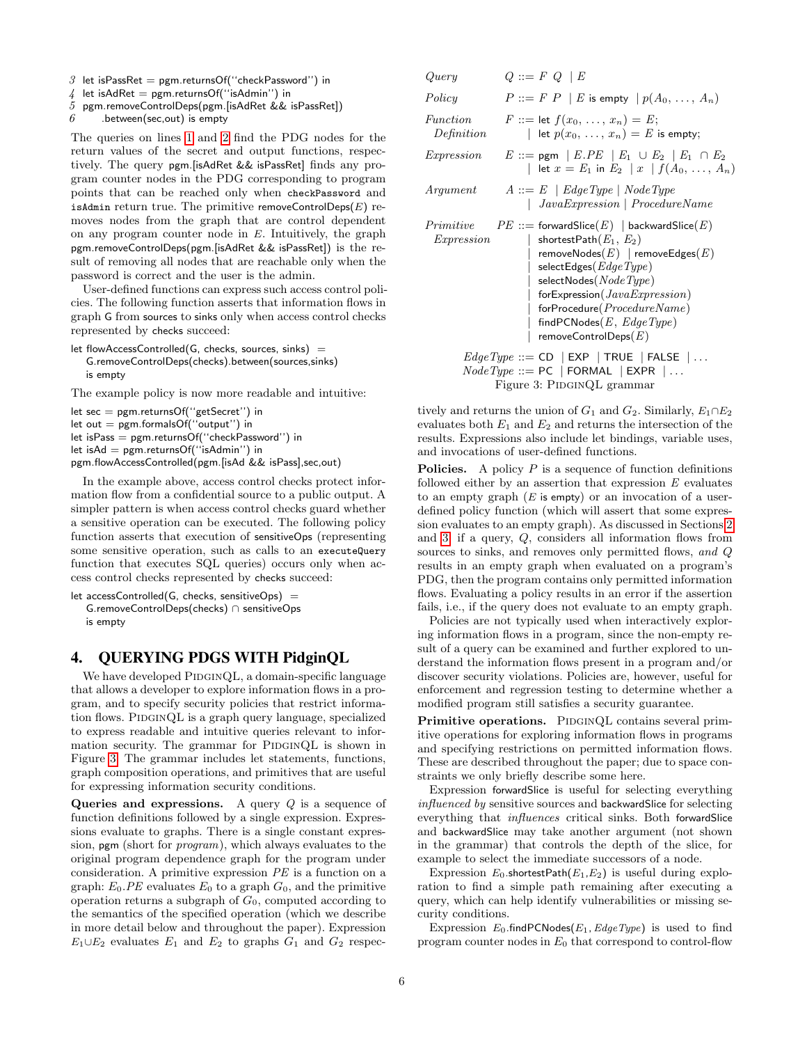```
3  let isPassRet = pgm.returnsOf(''checkPassword'') in
4  let isAdRet = pgm.returnsOf(''isAdmin'') in
5  pgm.removeControlDeps(pgm.[isAdRet && isPassRet])
6      .between(sec,out) is empty
```

The queries on lines 1 and 2 find the PDG nodes for the return values of the secret and output functions, respectively. The query pgm.[isAdRet && isPassRet] finds any program counter nodes in the PDG corresponding to program points that can be reached only when `checkPassword` and `isAdmin` return true. The primitive removeControlDeps($E$) removes nodes from the graph that are control dependent on any program counter node in $E$. Intuitively, the graph pgm.removeControlDeps(pgm.[isAdRet && isPassRet]) is the result of removing all nodes that are reachable only when the password is correct and the user is the admin.

User-defined functions can express such access control policies. The following function asserts that information flows in graph G from sources to sinks only when access control checks represented by checks succeed:

```
let flowAccessControlled(G, checks, sources, sinks) =
    G.removeControlDeps(checks).between(sources,sinks)
    is empty
```

The example policy is now more readable and intuitive:

```
let sec = pgm.returnsOf(''getSecret'') in
let out = pgm.formalsOf(''output'') in
let isPass = pgm.returnsOf(''checkPassword'') in
let isAd = pgm.returnsOf(''isAdmin'') in
pgm.flowAccessControlled(pgm.[isAd && isPass],sec,out)
```

In the example above, access control checks protect information flow from a confidential source to a public output. A simpler pattern is when access control checks guard whether a sensitive operation can be executed. The following policy function asserts that execution of sensitiveOps (representing some sensitive operation, such as calls to an `executeQuery` function that executes SQL queries) occurs only when access control checks represented by checks succeed:

```
let accessControlled(G, checks, sensitiveOps) =
    G.removeControlDeps(checks) ∩ sensitiveOps
    is empty
```

## 4. QUERYING PDGS WITH PidginQL

We have developed PidginQL, a domain-specific language that allows a developer to explore information flows in a program, and to specify security policies that restrict information flows. PidginQL is a graph query language, specialized to express readable and intuitive queries relevant to information security. The grammar for PidginQL is shown in Figure 3. The grammar includes let statements, functions, graph composition operations, and primitives that are useful for expressing information security conditions.

**Queries and expressions.** A query $Q$ is a sequence of function definitions followed by a single expression. Expressions evaluate to graphs. There is a single constant expression, pgm (short for *program*), which always evaluates to the original program dependence graph for the program under consideration. A primitive expression $PE$ is a function on a graph: $E_0.PE$ evaluates $E_0$ to a graph $G_0$, and the primitive operation returns a subgraph of $G_0$, computed according to the semantics of the specified operation (which we describe in more detail below and throughout the paper). Expression $E_1 \cup E_2$ evaluates $E_1$ and $E_2$ to graphs $G_1$ and $G_2$ respectively and returns the union of $G_1$ and $G_2$. Similarly, $E_1 \cap E_2$ evaluates both $E_1$ and $E_2$ and returns the intersection of the results. Expressions also include let bindings, variable uses, and invocations of user-defined functions.

*Query* $Q ::= F\ Q \mid E$

*Policy* $P ::= F\ P \mid E$ is empty $\mid p(A_0, \ldots, A_n)$

*Function Definition* $F ::=$ let $f(x_0, \ldots, x_n) = E;$
$\mid$ let $p(x_0, \ldots, x_n) = E$ is empty;

*Expression* $E ::=$ pgm $\mid E.PE \mid E_1 \cup E_2 \mid E_1 \cap E_2$
$\mid$ let $x = E_1$ in $E_2 \mid x \mid f(A_0, \ldots, A_n)$

*Argument* $A ::= E \mid EdgeType \mid NodeType$
$\mid JavaExpression \mid ProcedureName$

*Primitive Expression* $PE ::=$ forwardSlice($E$) $\mid$ backwardSlice($E$)
$\mid$ shortestPath($E_1$, $E_2$)
$\mid$ removeNodes($E$) $\mid$ removeEdges($E$)
$\mid$ selectEdges($EdgeType$)
$\mid$ selectNodes($NodeType$)
$\mid$ forExpression($JavaExpression$)
$\mid$ forProcedure($ProcedureName$)
$\mid$ findPCNodes($E$, $EdgeType$)
$\mid$ removeControlDeps($E$)

$EdgeType ::=$ CD $\mid$ EXP $\mid$ TRUE $\mid$ FALSE $\mid \ldots$
$NodeType ::=$ PC $\mid$ FORMAL $\mid$ EXPR $\mid \ldots$

Figure 3: PidginQL grammar

**Policies.** A policy $P$ is a sequence of function definitions followed either by an assertion that expression $E$ evaluates to an empty graph ($E$ is empty) or an invocation of a user-defined policy function (which will assert that some expression evaluates to an empty graph). As discussed in Sections 2 and 3, if a query, $Q$, considers all information flows from sources to sinks, and removes only permitted flows, *and* $Q$ results in an empty graph when evaluated on a program's PDG, then the program contains only permitted information flows. Evaluating a policy results in an error if the assertion fails, i.e., if the query does not evaluate to an empty graph.

Policies are not typically used when interactively exploring information flows in a program, since the non-empty result of a query can be examined and further explored to understand the information flows present in a program and/or discover security violations. Policies are, however, useful for enforcement and regression testing to determine whether a modified program still satisfies a security guarantee.

**Primitive operations.** PidginQL contains several primitive operations for exploring information flows in programs and specifying restrictions on permitted information flows. These are described throughout the paper; due to space constraints we only briefly describe some here.

Expression forwardSlice is useful for selecting everything *influenced by* sensitive sources and backwardSlice for selecting everything that *influences* critical sinks. Both forwardSlice and backwardSlice may take another argument (not shown in the grammar) that controls the depth of the slice, for example to select the immediate successors of a node.

Expression $E_0$.shortestPath($E_1$,$E_2$) is useful during exploration to find a simple path remaining after executing a query, which can help identify vulnerabilities or missing security conditions.

Expression $E_0$.findPCNodes($E_1$, $EdgeType$) is used to find program counter nodes in $E_0$ that correspond to control-flow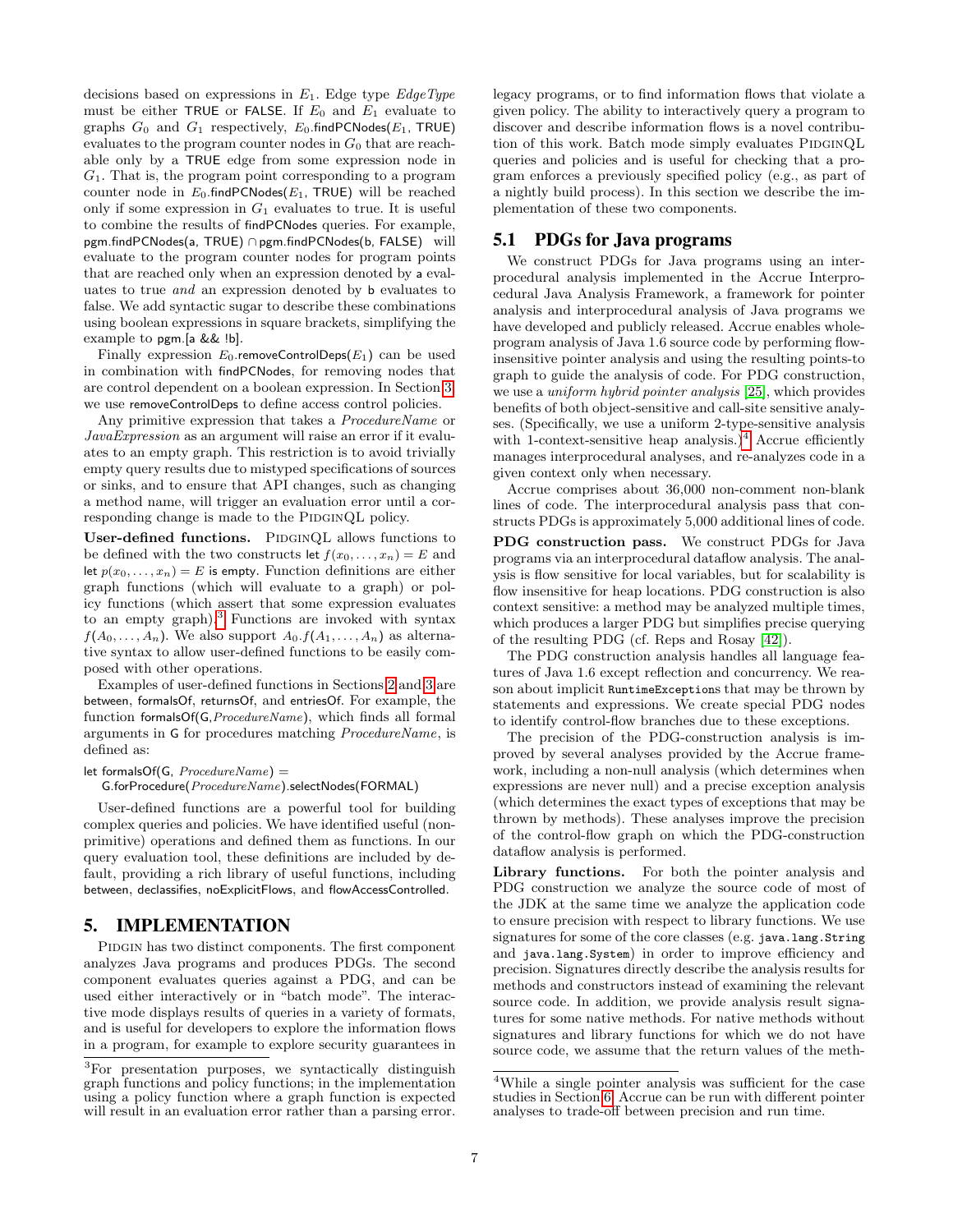decisions based on expressions in $E_1$. Edge type *EdgeType* must be either TRUE or FALSE. If $E_0$ and $E_1$ evaluate to graphs $G_0$ and $G_1$ respectively, $E_0$.findPCNodes($E_1$, TRUE) evaluates to the program counter nodes in $G_0$ that are reachable only by a TRUE edge from some expression node in $G_1$. That is, the program point corresponding to a program counter node in $E_0$.findPCNodes($E_1$, TRUE) will be reached only if some expression in $G_1$ evaluates to true. It is useful to combine the results of findPCNodes queries. For example, pgm.findPCNodes(a, TRUE) $\cap$ pgm.findPCNodes(b, FALSE) will evaluate to the program counter nodes for program points that are reached only when an expression denoted by a evaluates to true *and* an expression denoted by b evaluates to false. We add syntactic sugar to describe these combinations using boolean expressions in square brackets, simplifying the example to pgm.[a && !b].

Finally expression $E_0$.removeControlDeps($E_1$) can be used in combination with findPCNodes, for removing nodes that are control dependent on a boolean expression. In Section 3 we use removeControlDeps to define access control policies.

Any primitive expression that takes a *ProcedureName* or *JavaExpression* as an argument will raise an error if it evaluates to an empty graph. This restriction is to avoid trivially empty query results due to mistyped specifications of sources or sinks, and to ensure that API changes, such as changing a method name, will trigger an evaluation error until a corresponding change is made to the PIDGINQL policy.

**User-defined functions.** PIDGINQL allows functions to be defined with the two constructs let $f(x_0, \ldots, x_n) = E$ and let $p(x_0, \ldots, x_n) = E$ is empty. Function definitions are either graph functions (which will evaluate to a graph) or policy functions (which assert that some expression evaluates to an empty graph).[3] Functions are invoked with syntax $f(A_0, \ldots, A_n)$. We also support $A_0.f(A_1, \ldots, A_n)$ as alternative syntax to allow user-defined functions to be easily composed with other operations.

Examples of user-defined functions in Sections 2 and 3 are between, formalsOf, returnsOf, and entriesOf. For example, the function formalsOf(G, *ProcedureName*), which finds all formal arguments in G for procedures matching *ProcedureName*, is defined as:

```
let formalsOf(G, ProcedureName) =
    G.forProcedure(ProcedureName).selectNodes(FORMAL)
```

User-defined functions are a powerful tool for building complex queries and policies. We have identified useful (non-primitive) operations and defined them as functions. In our query evaluation tool, these definitions are included by default, providing a rich library of useful functions, including between, declassifies, noExplicitFlows, and flowAccessControlled.

# 5. IMPLEMENTATION

PIDGIN has two distinct components. The first component analyzes Java programs and produces PDGs. The second component evaluates queries against a PDG, and can be used either interactively or in "batch mode". The interactive mode displays results of queries in a variety of formats, and is useful for developers to explore the information flows in a program, for example to explore security guarantees in legacy programs, or to find information flows that violate a given policy. The ability to interactively query a program to discover and describe information flows is a novel contribution of this work. Batch mode simply evaluates PIDGINQL queries and policies and is useful for checking that a program enforces a previously specified policy (e.g., as part of a nightly build process). In this section we describe the implementation of these two components.

[3]For presentation purposes, we syntactically distinguish graph functions and policy functions; in the implementation using a policy function where a graph function is expected will result in an evaluation error rather than a parsing error.

## 5.1 PDGs for Java programs

We construct PDGs for Java programs using an interprocedural analysis implemented in the Accrue Interprocedural Java Analysis Framework, a framework for pointer analysis and interprocedural analysis of Java programs we have developed and publicly released. Accrue enables whole-program analysis of Java 1.6 source code by performing flow-insensitive pointer analysis and using the resulting points-to graph to guide the analysis of code. For PDG construction, we use a *uniform hybrid pointer analysis* [25], which provides benefits of both object-sensitive and call-site sensitive analyses. (Specifically, we use a uniform 2-type-sensitive analysis with 1-context-sensitive heap analysis.)[4] Accrue efficiently manages interprocedural analyses, and re-analyzes code in a given context only when necessary.

Accrue comprises about 36,000 non-comment non-blank lines of code. The interprocedural analysis pass that constructs PDGs is approximately 5,000 additional lines of code.

**PDG construction pass.** We construct PDGs for Java programs via an interprocedural dataflow analysis. The analysis is flow sensitive for local variables, but for scalability is flow insensitive for heap locations. PDG construction is also context sensitive: a method may be analyzed multiple times, which produces a larger PDG but simplifies precise querying of the resulting PDG (cf. Reps and Rosay [42]).

The PDG construction analysis handles all language features of Java 1.6 except reflection and concurrency. We reason about implicit `RuntimeExceptions` that may be thrown by statements and expressions. We create special PDG nodes to identify control-flow branches due to these exceptions.

The precision of the PDG-construction analysis is improved by several analyses provided by the Accrue framework, including a non-null analysis (which determines when expressions are never null) and a precise exception analysis (which determines the exact types of exceptions that may be thrown by methods). These analyses improve the precision of the control-flow graph on which the PDG-construction dataflow analysis is performed.

**Library functions.** For both the pointer analysis and PDG construction we analyze the source code of most of the JDK at the same time we analyze the application code to ensure precision with respect to library functions. We use signatures for some of the core classes (e.g. `java.lang.String` and `java.lang.System`) in order to improve efficiency and precision. Signatures directly describe the analysis results for methods and constructors instead of examining the relevant source code. In addition, we provide analysis result signatures for some native methods. For native methods without signatures and library functions for which we do not have source code, we assume that the return values of the meth-

[4]While a single pointer analysis was sufficient for the case studies in Section 6, Accrue can be run with different pointer analyses to trade-off between precision and run time.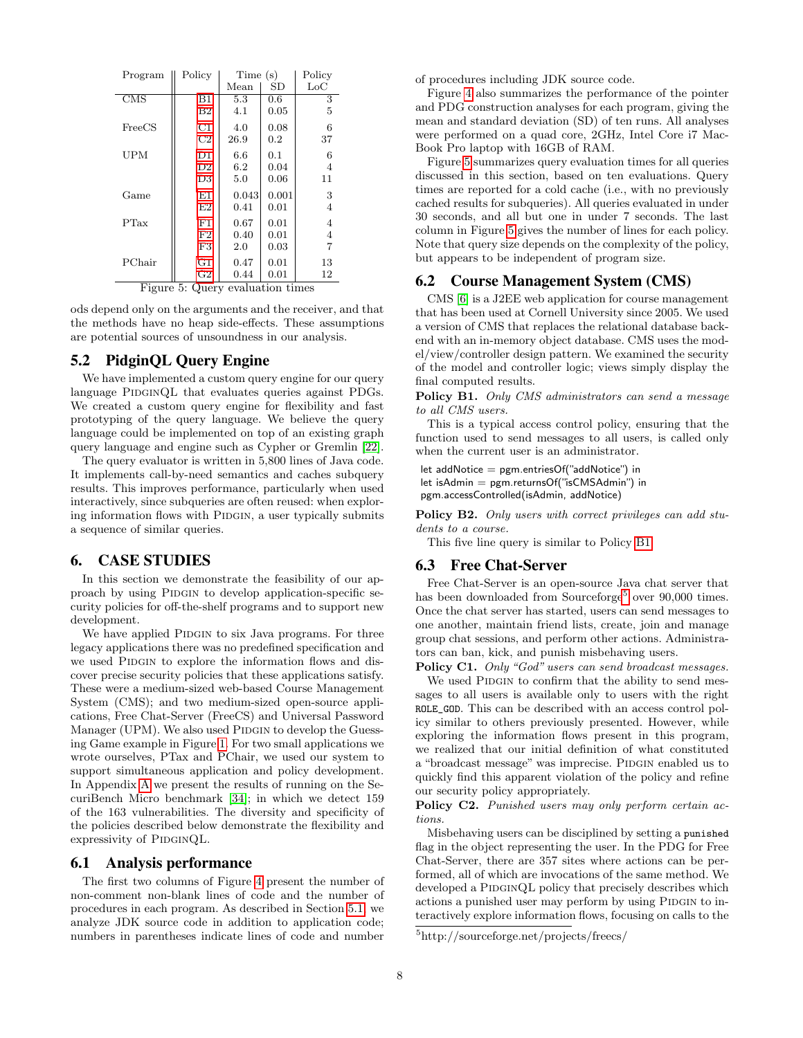| Program | Policy | Time (s) Mean | SD | Policy LoC |
|---|---|---|---|---|
| CMS | B1 | 5.3 | 0.6 | 3 |
| | B2 | 4.1 | 0.05 | 5 |
| FreeCS | C1 | 4.0 | 0.08 | 6 |
| | C2 | 26.9 | 0.2 | 37 |
| UPM | D1 | 6.6 | 0.1 | 6 |
| | D2 | 6.2 | 0.04 | 4 |
| | D3 | 5.0 | 0.06 | 11 |
| Game | E1 | 0.043 | 0.001 | 3 |
| | E2 | 0.41 | 0.01 | 4 |
| PTax | F1 | 0.67 | 0.01 | 4 |
| | F2 | 0.40 | 0.01 | 4 |
| | F3 | 2.0 | 0.03 | 7 |
| PChair | G1 | 0.47 | 0.01 | 13 |
| | G2 | 0.44 | 0.01 | 12 |

Figure 5: Query evaluation times

ods depend only on the arguments and the receiver, and that the methods have no heap side-effects. These assumptions are potential sources of unsoundness in our analysis.

## 5.2 PidginQL Query Engine

We have implemented a custom query engine for our query language PIDGINQL that evaluates queries against PDGs. We created a custom query engine for flexibility and fast prototyping of the query language. We believe the query language could be implemented on top of an existing graph query language and engine such as Cypher or Gremlin [22].

The query evaluator is written in 5,800 lines of Java code. It implements call-by-need semantics and caches subquery results. This improves performance, particularly when used interactively, since subqueries are often reused: when exploring information flows with PIDGIN, a user typically submits a sequence of similar queries.

# 6. CASE STUDIES

In this section we demonstrate the feasibility of our approach by using PIDGIN to develop application-specific security policies for off-the-shelf programs and to support new development.

We have applied PIDGIN to six Java programs. For three legacy applications there was no predefined specification and we used PIDGIN to explore the information flows and discover precise security policies that these applications satisfy. These were a medium-sized web-based Course Management System (CMS); and two medium-sized open-source applications, Free Chat-Server (FreeCS) and Universal Password Manager (UPM). We also used PIDGIN to develop the Guessing Game example in Figure 1. For two small applications we wrote ourselves, PTax and PChair, we used our system to support simultaneous application and policy development. In Appendix A we present the results of running on the SecuriBench Micro benchmark [34]; in which we detect 159 of the 163 vulnerabilities. The diversity and specificity of the policies described below demonstrate the flexibility and expressivity of PIDGINQL.

## 6.1 Analysis performance

The first two columns of Figure 4 present the number of non-comment non-blank lines of code and the number of procedures in each program. As described in Section 5.1, we analyze JDK source code in addition to application code; numbers in parentheses indicate lines of code and number of procedures including JDK source code.

Figure 4 also summarizes the performance of the pointer and PDG construction analyses for each program, giving the mean and standard deviation (SD) of ten runs. All analyses were performed on a quad core, 2GHz, Intel Core i7 MacBook Pro laptop with 16GB of RAM.

Figure 5 summarizes query evaluation times for all queries discussed in this section, based on ten evaluations. Query times are reported for a cold cache (i.e., with no previously cached results for subqueries). All queries evaluated in under 30 seconds, and all but one in under 7 seconds. The last column in Figure 5 gives the number of lines for each policy. Note that query size depends on the complexity of the policy, but appears to be independent of program size.

## 6.2 Course Management System (CMS)

CMS [6] is a J2EE web application for course management that has been used at Cornell University since 2005. We used a version of CMS that replaces the relational database backend with an in-memory object database. CMS uses the model/view/controller design pattern. We examined the security of the model and controller logic; views simply display the final computed results.

**Policy B1.** *Only CMS administrators can send a message to all CMS users.*

This is a typical access control policy, ensuring that the function used to send messages to all users, is called only when the current user is an administrator.

```
let addNotice = pgm.entriesOf("addNotice") in
let isAdmin = pgm.returnsOf("isCMSAdmin") in
pgm.accessControlled(isAdmin, addNotice)
```

**Policy B2.** *Only users with correct privileges can add students to a course.*

This five line query is similar to Policy B1.

## 6.3 Free Chat-Server

Free Chat-Server is an open-source Java chat server that has been downloaded from Sourceforge[5] over 90,000 times. Once the chat server has started, users can send messages to one another, maintain friend lists, create, join and manage group chat sessions, and perform other actions. Administrators can ban, kick, and punish misbehaving users.

**Policy C1.** *Only "God" users can send broadcast messages.*

We used PIDGIN to confirm that the ability to send messages to all users is available only to users with the right `ROLE_GOD`. This can be described with an access control policy similar to others previously presented. However, while exploring the information flows present in this program, we realized that our initial definition of what constituted a "broadcast message" was imprecise. PIDGIN enabled us to quickly find this apparent violation of the policy and refine our security policy appropriately.

**Policy C2.** *Punished users may only perform certain actions.*

Misbehaving users can be disciplined by setting a `punished` flag in the object representing the user. In the PDG for Free Chat-Server, there are 357 sites where actions can be performed, all of which are invocations of the same method. We developed a PIDGINQL policy that precisely describes which actions a punished user may perform by using PIDGIN to interactively explore information flows, focusing on calls to the

[5] http://sourceforge.net/projects/freecs/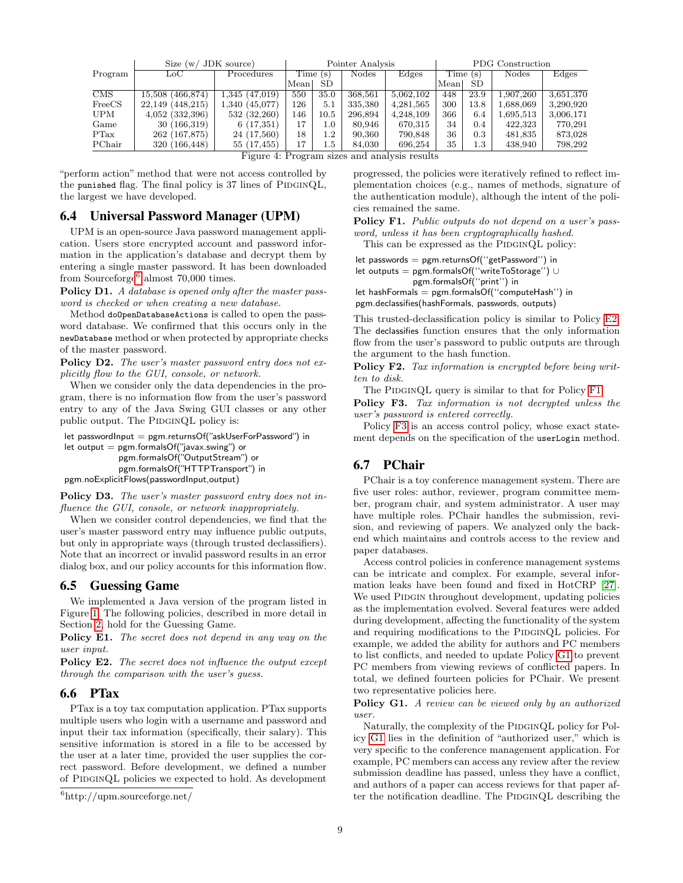| Program | Size (w/ JDK source) | | Pointer Analysis | | | | PDG Construction | | | |
|---|---|---|---|---|---|---|---|---|---|---|
| | LoC | Procedures | Time (s) | | Nodes | Edges | Time (s) | | Nodes | Edges |
| | | | Mean | SD | | | Mean | SD | | |
| CMS | 15,508 (466,874) | 1,345 (47,019) | 550 | 35.0 | 368,561 | 5,062,102 | 448 | 23.9 | 1,907,260 | 3,651,370 |
| FreeCS | 22,149 (448,215) | 1,340 (45,077) | 126 | 5.1 | 335,380 | 4,281,565 | 300 | 13.8 | 1,688,069 | 3,290,920 |
| UPM | 4,052 (332,396) | 532 (32,260) | 146 | 10.5 | 296,894 | 4,248,109 | 366 | 6.4 | 1,695,513 | 3,006,171 |
| Game | 30 (166,319) | 6 (17,351) | 17 | 1.0 | 80,946 | 670,315 | 34 | 0.4 | 422,323 | 770,291 |
| PTax | 262 (167,875) | 24 (17,560) | 18 | 1.2 | 90,360 | 790,848 | 36 | 0.3 | 481,835 | 873,028 |
| PChair | 320 (166,448) | 55 (17,455) | 17 | 1.5 | 84,030 | 696,254 | 35 | 1.3 | 438,940 | 798,292 |

Figure 4: Program sizes and analysis results

"perform action" method that were not access controlled by the `punished` flag. The final policy is 37 lines of PIDGINQL, the largest we have developed.

## 6.4 Universal Password Manager (UPM)

UPM is an open-source Java password management application. Users store encrypted account and password information in the application's database and decrypt them by entering a single master password. It has been downloaded from Sourceforge[6] almost 70,000 times.

**Policy D1.** *A database is opened only after the master password is checked or when creating a new database.*

Method `doOpenDatabaseActions` is called to open the password database. We confirmed that this occurs only in the `newDatabase` method or when protected by appropriate checks of the master password.

**Policy D2.** *The user's master password entry does not explicitly flow to the GUI, console, or network.*

When we consider only the data dependencies in the program, there is no information flow from the user's password entry to any of the Java Swing GUI classes or any other public output. The PIDGINQL policy is:

```
let passwordInput = pgm.returnsOf("askUserForPassword") in
let output = pgm.formalsOf("javax.swing") or
             pgm.formalsOf("OutputStream") or
             pgm.formalsOf("HTTPTransport") in
pgm.noExplicitFlows(passwordInput,output)
```

**Policy D3.** *The user's master password entry does not influence the GUI, console, or network inappropriately.*

When we consider control dependencies, we find that the user's master password entry may influence public outputs, but only in appropriate ways (through trusted declassifiers). Note that an incorrect or invalid password results in an error dialog box, and our policy accounts for this information flow.

## 6.5 Guessing Game

We implemented a Java version of the program listed in Figure 1. The following policies, described in more detail in Section 2, hold for the Guessing Game.

**Policy E1.** *The secret does not depend in any way on the user input.*

**Policy E2.** *The secret does not influence the output except through the comparison with the user's guess.*

## 6.6 PTax

PTax is a toy tax computation application. PTax supports multiple users who login with a username and password and input their tax information (specifically, their salary). This sensitive information is stored in a file to be accessed by the user at a later time, provided the user supplies the correct password. Before development, we defined a number of PIDGINQL policies we expected to hold. As development progressed, the policies were iteratively refined to reflect implementation choices (e.g., names of methods, signature of the authentication module), although the intent of the policies remained the same.

**Policy F1.** *Public outputs do not depend on a user's password, unless it has been cryptographically hashed.*

This can be expressed as the PIDGINQL policy:

```
let passwords = pgm.returnsOf(''getPassword'') in
let outputs = pgm.formalsOf(''writeToStorage'') ∪
              pgm.formalsOf(''print'') in
let hashFormals = pgm.formalsOf(''computeHash'') in
pgm.declassifies(hashFormals, passwords, outputs)
```

This trusted-declassification policy is similar to Policy E2. The `declassifies` function ensures that the only information flow from the user's password to public outputs are through the argument to the hash function.

**Policy F2.** *Tax information is encrypted before being written to disk.*

The PIDGINQL query is similar to that for Policy F1.

**Policy F3.** *Tax information is not decrypted unless the user's password is entered correctly.*

Policy F3 is an access control policy, whose exact statement depends on the specification of the `userLogin` method.

## 6.7 PChair

PChair is a toy conference management system. There are five user roles: author, reviewer, program committee member, program chair, and system administrator. A user may have multiple roles. PChair handles the submission, revision, and reviewing of papers. We analyzed only the backend which maintains and controls access to the review and paper databases.

Access control policies in conference management systems can be intricate and complex. For example, several information leaks have been found and fixed in HotCRP [27]. We used PIDGIN throughout development, updating policies as the implementation evolved. Several features were added during development, affecting the functionality of the system and requiring modifications to the PIDGINQL policies. For example, we added the ability for authors and PC members to list conflicts, and needed to update Policy G1 to prevent PC members from viewing reviews of conflicted papers. In total, we defined fourteen policies for PChair. We present two representative policies here.

**Policy G1.** *A review can be viewed only by an authorized user.*

Naturally, the complexity of the PIDGINQL policy for Policy G1 lies in the definition of "authorized user," which is very specific to the conference management application. For example, PC members can access any review after the review submission deadline has passed, unless they have a conflict, and authors of a paper can access reviews for that paper after the notification deadline. The PIDGINQL describing the

[6] http://upm.sourceforge.net/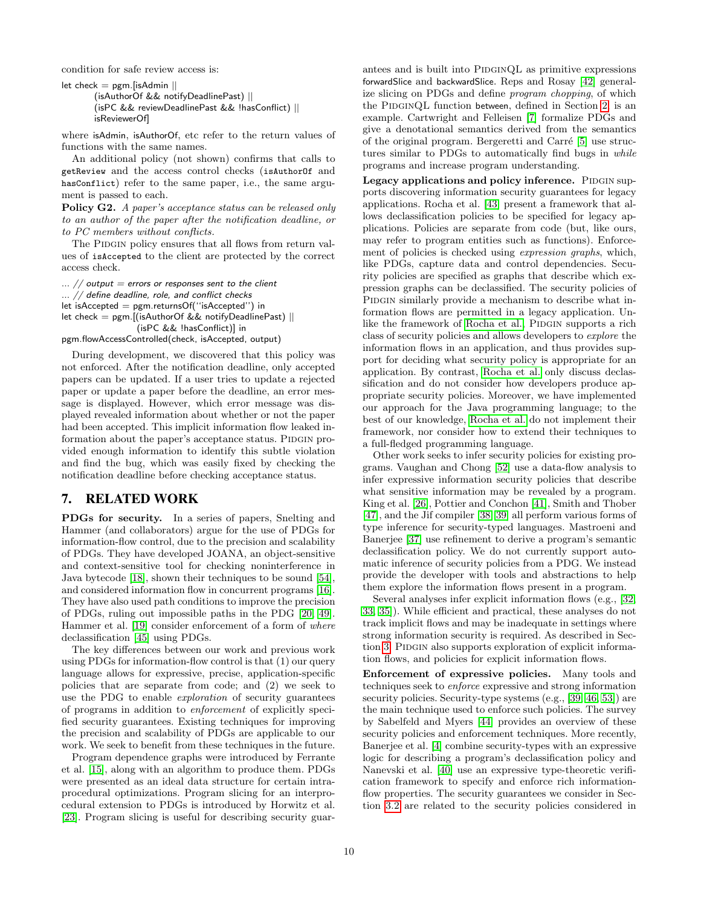condition for safe review access is:

```
let check = pgm.[isAdmin ||
        (isAuthorOf && notifyDeadlinePast) ||
        (isPC && reviewDeadlinePast && !hasConflict) ||
        isReviewerOf]
```

where isAdmin, isAuthorOf, etc refer to the return values of functions with the same names.

An additional policy (not shown) confirms that calls to `getReview` and the access control checks (`isAuthorOf` and `hasConflict`) refer to the same paper, i.e., the same argument is passed to each.

**Policy G2.** *A paper's acceptance status can be released only to an author of the paper after the notification deadline, or to PC members without conflicts.*

The Pidgin policy ensures that all flows from return values of `isAccepted` to the client are protected by the correct access check.

```
... // output = errors or responses sent to the client
... // define deadline, role, and conflict checks
let isAccepted = pgm.returnsOf("isAccepted") in
let check = pgm.[(isAuthorOf && notifyDeadlinePast) ||
                (isPC && !hasConflict)] in
pgm.flowAccessControlled(check, isAccepted, output)
```

During development, we discovered that this policy was not enforced. After the notification deadline, only accepted papers can be updated. If a user tries to update a rejected paper or update a paper before the deadline, an error message is displayed. However, which error message was displayed revealed information about whether or not the paper had been accepted. This implicit information flow leaked information about the paper's acceptance status. Pidgin provided enough information to identify this subtle violation and find the bug, which was easily fixed by checking the notification deadline before checking acceptance status.

## 7. RELATED WORK

**PDGs for security.** In a series of papers, Snelting and Hammer (and collaborators) argue for the use of PDGs for information-flow control, due to the precision and scalability of PDGs. They have developed JOANA, an object-sensitive and context-sensitive tool for checking noninterference in Java bytecode [18], shown their techniques to be sound [54], and considered information flow in concurrent programs [16]. They have also used path conditions to improve the precision of PDGs, ruling out impossible paths in the PDG [20, 49]. Hammer et al. [19] consider enforcement of a form of *where* declassification [45] using PDGs.

The key differences between our work and previous work using PDGs for information-flow control is that (1) our query language allows for expressive, precise, application-specific policies that are separate from code; and (2) we seek to use the PDG to enable *exploration* of security guarantees of programs in addition to *enforcement* of explicitly specified security guarantees. Existing techniques for improving the precision and scalability of PDGs are applicable to our work. We seek to benefit from these techniques in the future.

Program dependence graphs were introduced by Ferrante et al. [15], along with an algorithm to produce them. PDGs were presented as an ideal data structure for certain intraprocedural optimizations. Program slicing for an interprocedural extension to PDGs is introduced by Horwitz et al. [23]. Program slicing is useful for describing security guarantees and is built into PidginQL as primitive expressions forwardSlice and backwardSlice. Reps and Rosay [42] generalize slicing on PDGs and define *program chopping*, of which the PidginQL function between, defined in Section 2, is an example. Cartwright and Felleisen [7] formalize PDGs and give a denotational semantics derived from the semantics of the original program. Bergeretti and Carré [5] use structures similar to PDGs to automatically find bugs in *while* programs and increase program understanding.

**Legacy applications and policy inference.** Pidgin supports discovering information security guarantees for legacy applications. Rocha et al. [43] present a framework that allows declassification policies to be specified for legacy applications. Policies are separate from code (but, like ours, may refer to program entities such as functions). Enforcement of policies is checked using *expression graphs*, which, like PDGs, capture data and control dependencies. Security policies are specified as graphs that describe which expression graphs can be declassified. The security policies of Pidgin similarly provide a mechanism to describe what information flows are permitted in a legacy application. Unlike the framework of Rocha et al., Pidgin supports a rich class of security policies and allows developers to *explore* the information flows in an application, and thus provides support for deciding what security policy is appropriate for an application. By contrast, Rocha et al. only discuss declassification and do not consider how developers produce appropriate security policies. Moreover, we have implemented our approach for the Java programming language; to the best of our knowledge, Rocha et al. do not implement their framework, nor consider how to extend their techniques to a full-fledged programming language.

Other work seeks to infer security policies for existing programs. Vaughan and Chong [52] use a data-flow analysis to infer expressive information security policies that describe what sensitive information may be revealed by a program. King et al. [26], Pottier and Conchon [41], Smith and Thober [47], and the Jif compiler [38, 39] all perform various forms of type inference for security-typed languages. Mastroeni and Banerjee [37] use refinement to derive a program's semantic declassification policy. We do not currently support automatic inference of security policies from a PDG. We instead provide the developer with tools and abstractions to help them explore the information flows present in a program.

Several analyses infer explicit information flows (e.g., [32, 33, 35]). While efficient and practical, these analyses do not track implicit flows and may be inadequate in settings where strong information security is required. As described in Section 3, Pidgin also supports exploration of explicit information flows, and policies for explicit information flows.

**Enforcement of expressive policies.** Many tools and techniques seek to *enforce* expressive and strong information security policies. Security-type systems (e.g., [39, 46, 53]) are the main technique used to enforce such policies. The survey by Sabelfeld and Myers [44] provides an overview of these security policies and enforcement techniques. More recently, Banerjee et al. [4] combine security-types with an expressive logic for describing a program's declassification policy and Nanevski et al. [40] use an expressive type-theoretic verification framework to specify and enforce rich information-flow properties. The security guarantees we consider in Section 3.2 are related to the security policies considered in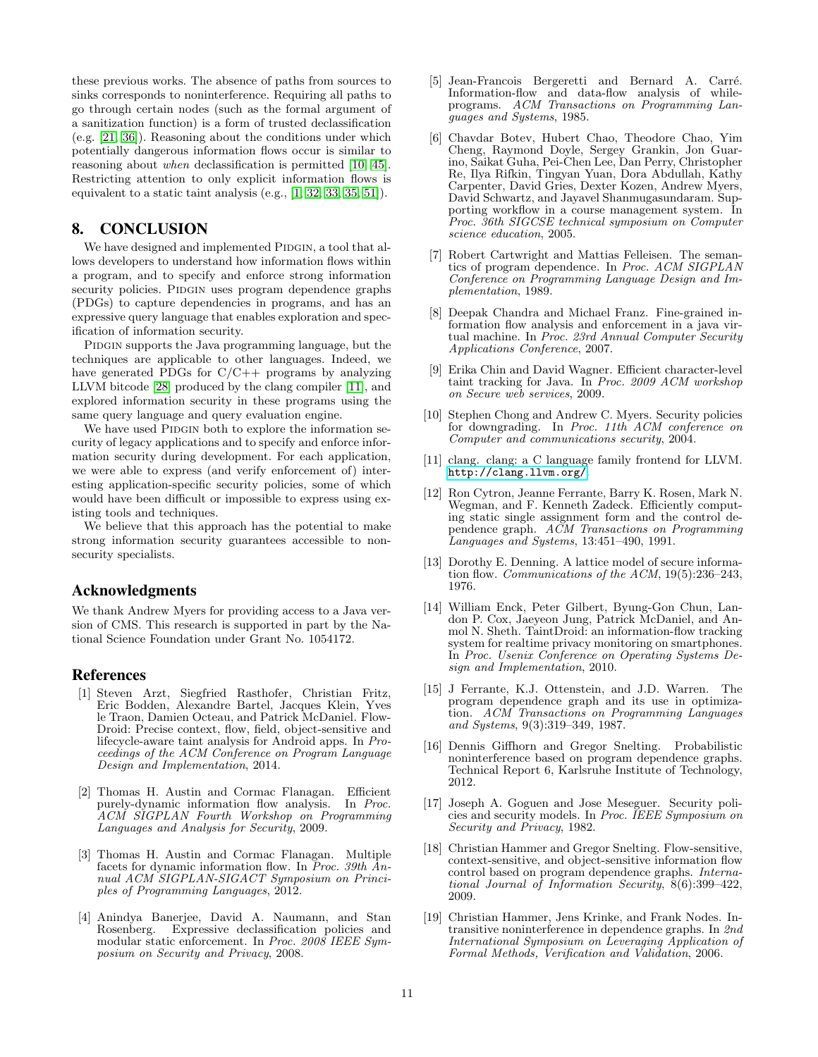these previous works. The absence of paths from sources to sinks corresponds to noninterference. Requiring all paths to go through certain nodes (such as the formal argument of a sanitization function) is a form of trusted declassification (e.g. [21, 36]). Reasoning about the conditions under which potentially dangerous information flows occur is similar to reasoning about *when* declassification is permitted [10, 45]. Restricting attention to only explicit information flows is equivalent to a static taint analysis (e.g., [1, 32, 33, 35, 51]).

## 8. CONCLUSION

We have designed and implemented PIDGIN, a tool that allows developers to understand how information flows within a program, and to specify and enforce strong information security policies. PIDGIN uses program dependence graphs (PDGs) to capture dependencies in programs, and has an expressive query language that enables exploration and specification of information security.

PIDGIN supports the Java programming language, but the techniques are applicable to other languages. Indeed, we have generated PDGs for C/C++ programs by analyzing LLVM bitcode [28] produced by the clang compiler [11], and explored information security in these programs using the same query language and query evaluation engine.

We have used PIDGIN both to explore the information security of legacy applications and to specify and enforce information security during development. For each application, we were able to express (and verify enforcement of) interesting application-specific security policies, some of which would have been difficult or impossible to express using existing tools and techniques.

We believe that this approach has the potential to make strong information security guarantees accessible to nonsecurity specialists.

## Acknowledgments

We thank Andrew Myers for providing access to a Java version of CMS. This research is supported in part by the National Science Foundation under Grant No. 1054172.

## References

[1] Steven Arzt, Siegfried Rasthofer, Christian Fritz, Eric Bodden, Alexandre Bartel, Jacques Klein, Yves le Traon, Damien Octeau, and Patrick McDaniel. FlowDroid: Precise context, flow, field, object-sensitive and lifecycle-aware taint analysis for Android apps. In *Proceedings of the ACM Conference on Program Language Design and Implementation*, 2014.

[2] Thomas H. Austin and Cormac Flanagan. Efficient purely-dynamic information flow analysis. In *Proc. ACM SIGPLAN Fourth Workshop on Programming Languages and Analysis for Security*, 2009.

[3] Thomas H. Austin and Cormac Flanagan. Multiple facets for dynamic information flow. In *Proc. 39th Annual ACM SIGPLAN-SIGACT Symposium on Principles of Programming Languages*, 2012.

[4] Anindya Banerjee, David A. Naumann, and Stan Rosenberg. Expressive declassification policies and modular static enforcement. In *Proc. 2008 IEEE Symposium on Security and Privacy*, 2008.

[5] Jean-Francois Bergeretti and Bernard A. Carré. Information-flow and data-flow analysis of while-programs. *ACM Transactions on Programming Languages and Systems*, 1985.

[6] Chavdar Botev, Hubert Chao, Theodore Chao, Yim Cheng, Raymond Doyle, Sergey Grankin, Jon Guarino, Saikat Guha, Pei-Chen Lee, Dan Perry, Christopher Re, Ilya Rifkin, Tingyan Yuan, Dora Abdullah, Kathy Carpenter, David Gries, Dexter Kozen, Andrew Myers, David Schwartz, and Jayavel Shanmugasundaram. Supporting workflow in a course management system. In *Proc. 36th SIGCSE technical symposium on Computer science education*, 2005.

[7] Robert Cartwright and Mattias Felleisen. The semantics of program dependence. In *Proc. ACM SIGPLAN Conference on Programming Language Design and Implementation*, 1989.

[8] Deepak Chandra and Michael Franz. Fine-grained information flow analysis and enforcement in a java virtual machine. In *Proc. 23rd Annual Computer Security Applications Conference*, 2007.

[9] Erika Chin and David Wagner. Efficient character-level taint tracking for Java. In *Proc. 2009 ACM workshop on Secure web services*, 2009.

[10] Stephen Chong and Andrew C. Myers. Security policies for downgrading. In *Proc. 11th ACM conference on Computer and communications security*, 2004.

[11] clang. clang: a C language family frontend for LLVM. http://clang.llvm.org/.

[12] Ron Cytron, Jeanne Ferrante, Barry K. Rosen, Mark N. Wegman, and F. Kenneth Zadeck. Efficiently computing static single assignment form and the control dependence graph. *ACM Transactions on Programming Languages and Systems*, 13:451–490, 1991.

[13] Dorothy E. Denning. A lattice model of secure information flow. *Communications of the ACM*, 19(5):236–243, 1976.

[14] William Enck, Peter Gilbert, Byung-Gon Chun, Landon P. Cox, Jaeyeon Jung, Patrick McDaniel, and Anmol N. Sheth. TaintDroid: an information-flow tracking system for realtime privacy monitoring on smartphones. In *Proc. Usenix Conference on Operating Systems Design and Implementation*, 2010.

[15] J Ferrante, K.J. Ottenstein, and J.D. Warren. The program dependence graph and its use in optimization. *ACM Transactions on Programming Languages and Systems*, 9(3):319–349, 1987.

[16] Dennis Giffhorn and Gregor Snelting. Probabilistic noninterference based on program dependence graphs. Technical Report 6, Karlsruhe Institute of Technology, 2012.

[17] Joseph A. Goguen and Jose Meseguer. Security policies and security models. In *Proc. IEEE Symposium on Security and Privacy*, 1982.

[18] Christian Hammer and Gregor Snelting. Flow-sensitive, context-sensitive, and object-sensitive information flow control based on program dependence graphs. *International Journal of Information Security*, 8(6):399–422, 2009.

[19] Christian Hammer, Jens Krinke, and Frank Nodes. Intransitive noninterference in dependence graphs. In *2nd International Symposium on Leveraging Application of Formal Methods, Verification and Validation*, 2006.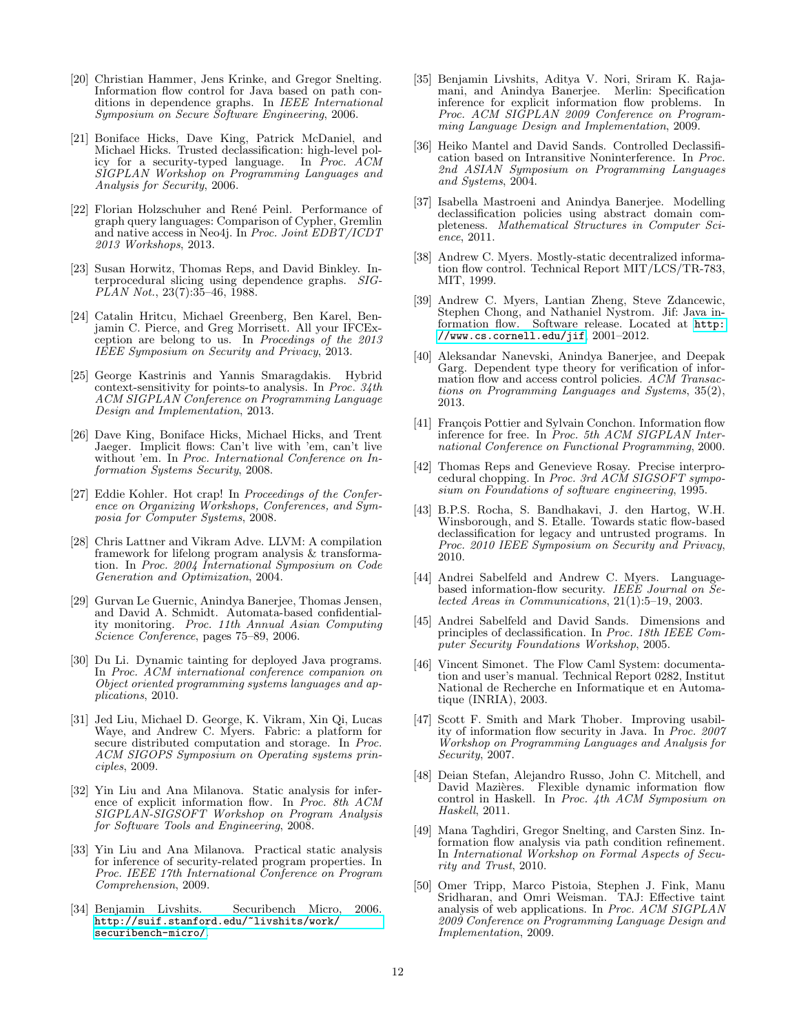[20] Christian Hammer, Jens Krinke, and Gregor Snelting. Information flow control for Java based on path conditions in dependence graphs. In *IEEE International Symposium on Secure Software Engineering*, 2006.

[21] Boniface Hicks, Dave King, Patrick McDaniel, and Michael Hicks. Trusted declassification: high-level policy for a security-typed language. In *Proc. ACM SIGPLAN Workshop on Programming Languages and Analysis for Security*, 2006.

[22] Florian Holzschuher and René Peinl. Performance of graph query languages: Comparison of Cypher, Gremlin and native access in Neo4j. In *Proc. Joint EDBT/ICDT 2013 Workshops*, 2013.

[23] Susan Horwitz, Thomas Reps, and David Binkley. Interprocedural slicing using dependence graphs. *SIGPLAN Not.*, 23(7):35–46, 1988.

[24] Catalin Hritcu, Michael Greenberg, Ben Karel, Benjamin C. Pierce, and Greg Morrisett. All your IFCException are belong to us. In *Procedings of the 2013 IEEE Symposium on Security and Privacy*, 2013.

[25] George Kastrinis and Yannis Smaragdakis. Hybrid context-sensitivity for points-to analysis. In *Proc. 34th ACM SIGPLAN Conference on Programming Language Design and Implementation*, 2013.

[26] Dave King, Boniface Hicks, Michael Hicks, and Trent Jaeger. Implicit flows: Can't live with 'em, can't live without 'em. In *Proc. International Conference on Information Systems Security*, 2008.

[27] Eddie Kohler. Hot crap! In *Proceedings of the Conference on Organizing Workshops, Conferences, and Symposia for Computer Systems*, 2008.

[28] Chris Lattner and Vikram Adve. LLVM: A compilation framework for lifelong program analysis & transformation. In *Proc. 2004 International Symposium on Code Generation and Optimization*, 2004.

[29] Gurvan Le Guernic, Anindya Banerjee, Thomas Jensen, and David A. Schmidt. Automata-based confidentiality monitoring. *Proc. 11th Annual Asian Computing Science Conference*, pages 75–89, 2006.

[30] Du Li. Dynamic tainting for deployed Java programs. In *Proc. ACM international conference companion on Object oriented programming systems languages and applications*, 2010.

[31] Jed Liu, Michael D. George, K. Vikram, Xin Qi, Lucas Waye, and Andrew C. Myers. Fabric: a platform for secure distributed computation and storage. In *Proc. ACM SIGOPS Symposium on Operating systems principles*, 2009.

[32] Yin Liu and Ana Milanova. Static analysis for inference of explicit information flow. In *Proc. 8th ACM SIGPLAN-SIGSOFT Workshop on Program Analysis for Software Tools and Engineering*, 2008.

[33] Yin Liu and Ana Milanova. Practical static analysis for inference of security-related program properties. In *Proc. IEEE 17th International Conference on Program Comprehension*, 2009.

[34] Benjamin Livshits. Securibench Micro, 2006. http://suif.stanford.edu/~livshits/work/securibench-micro/.

[35] Benjamin Livshits, Aditya V. Nori, Sriram K. Rajamani, and Anindya Banerjee. Merlin: Specification inference for explicit information flow problems. In *Proc. ACM SIGPLAN 2009 Conference on Programming Language Design and Implementation*, 2009.

[36] Heiko Mantel and David Sands. Controlled Declassification based on Intransitive Noninterference. In *Proc. 2nd ASIAN Symposium on Programming Languages and Systems*, 2004.

[37] Isabella Mastroeni and Anindya Banerjee. Modelling declassification policies using abstract domain completeness. *Mathematical Structures in Computer Science*, 2011.

[38] Andrew C. Myers. Mostly-static decentralized information flow control. Technical Report MIT/LCS/TR-783, MIT, 1999.

[39] Andrew C. Myers, Lantian Zheng, Steve Zdancewic, Stephen Chong, and Nathaniel Nystrom. Jif: Java information flow. Software release. Located at http://www.cs.cornell.edu/jif, 2001–2012.

[40] Aleksandar Nanevski, Anindya Banerjee, and Deepak Garg. Dependent type theory for verification of information flow and access control policies. *ACM Transactions on Programming Languages and Systems*, 35(2), 2013.

[41] François Pottier and Sylvain Conchon. Information flow inference for free. In *Proc. 5th ACM SIGPLAN International Conference on Functional Programming*, 2000.

[42] Thomas Reps and Genevieve Rosay. Precise interprocedural chopping. In *Proc. 3rd ACM SIGSOFT symposium on Foundations of software engineering*, 1995.

[43] B.P.S. Rocha, S. Bandhakavi, J. den Hartog, W.H. Winsborough, and S. Etalle. Towards static flow-based declassification for legacy and untrusted programs. In *Proc. 2010 IEEE Symposium on Security and Privacy*, 2010.

[44] Andrei Sabelfeld and Andrew C. Myers. Language-based information-flow security. *IEEE Journal on Selected Areas in Communications*, 21(1):5–19, 2003.

[45] Andrei Sabelfeld and David Sands. Dimensions and principles of declassification. In *Proc. 18th IEEE Computer Security Foundations Workshop*, 2005.

[46] Vincent Simonet. The Flow Caml System: documentation and user's manual. Technical Report 0282, Institut National de Recherche en Informatique et en Automatique (INRIA), 2003.

[47] Scott F. Smith and Mark Thober. Improving usability of information flow security in Java. In *Proc. 2007 Workshop on Programming Languages and Analysis for Security*, 2007.

[48] Deian Stefan, Alejandro Russo, John C. Mitchell, and David Mazières. Flexible dynamic information flow control in Haskell. In *Proc. 4th ACM Symposium on Haskell*, 2011.

[49] Mana Taghdiri, Gregor Snelting, and Carsten Sinz. Information flow analysis via path condition refinement. In *International Workshop on Formal Aspects of Security and Trust*, 2010.

[50] Omer Tripp, Marco Pistoia, Stephen J. Fink, Manu Sridharan, and Omri Weisman. TAJ: Effective taint analysis of web applications. In *Proc. ACM SIGPLAN 2009 Conference on Programming Language Design and Implementation*, 2009.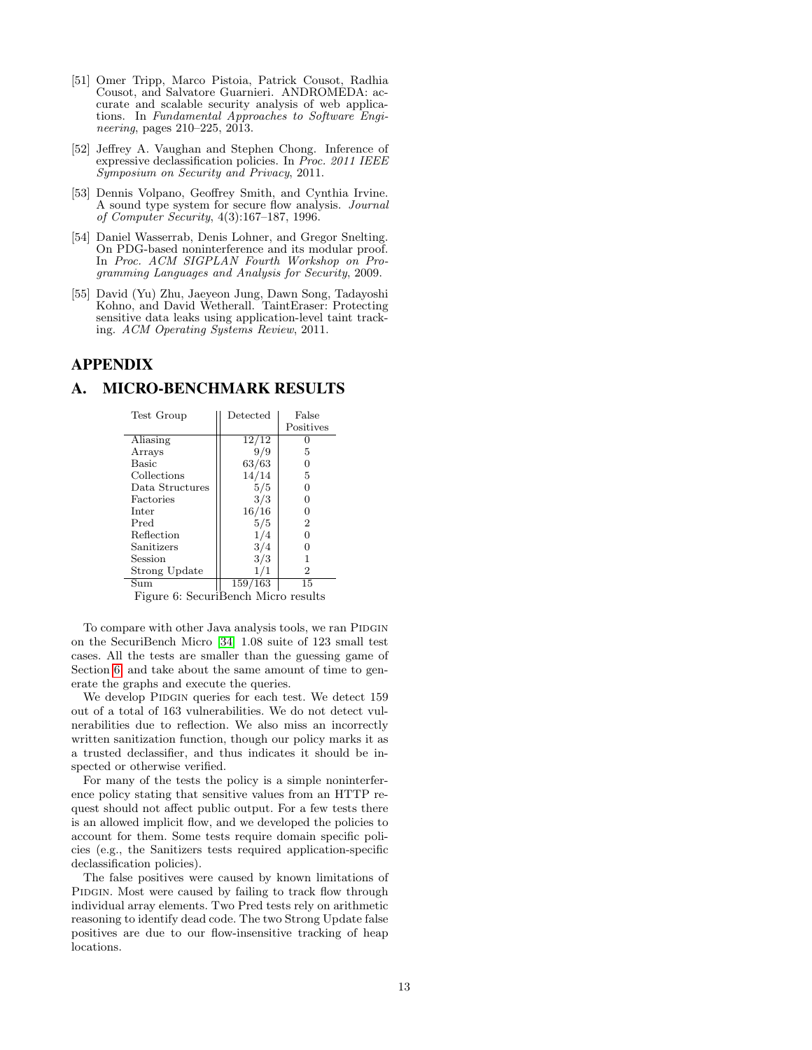[51] Omer Tripp, Marco Pistoia, Patrick Cousot, Radhia Cousot, and Salvatore Guarnieri. ANDROMEDA: accurate and scalable security analysis of web applications. In *Fundamental Approaches to Software Engineering*, pages 210–225, 2013.

[52] Jeffrey A. Vaughan and Stephen Chong. Inference of expressive declassification policies. In *Proc. 2011 IEEE Symposium on Security and Privacy*, 2011.

[53] Dennis Volpano, Geoffrey Smith, and Cynthia Irvine. A sound type system for secure flow analysis. *Journal of Computer Security*, 4(3):167–187, 1996.

[54] Daniel Wasserrab, Denis Lohner, and Gregor Snelting. On PDG-based noninterference and its modular proof. In *Proc. ACM SIGPLAN Fourth Workshop on Programming Languages and Analysis for Security*, 2009.

[55] David (Yu) Zhu, Jaeyeon Jung, Dawn Song, Tadayoshi Kohno, and David Wetherall. TaintEraser: Protecting sensitive data leaks using application-level taint tracking. *ACM Operating Systems Review*, 2011.

# APPENDIX

# A. MICRO-BENCHMARK RESULTS

| Test Group | Detected | False Positives |
|---|---|---|
| Aliasing | 12/12 | 0 |
| Arrays | 9/9 | 5 |
| Basic | 63/63 | 0 |
| Collections | 14/14 | 5 |
| Data Structures | 5/5 | 0 |
| Factories | 3/3 | 0 |
| Inter | 16/16 | 0 |
| Pred | 5/5 | 2 |
| Reflection | 1/4 | 0 |
| Sanitizers | 3/4 | 0 |
| Session | 3/3 | 1 |
| Strong Update | 1/1 | 2 |
| Sum | 159/163 | 15 |

Figure 6: SecuriBench Micro results

To compare with other Java analysis tools, we ran PIDGIN on the SecuriBench Micro [34] 1.08 suite of 123 small test cases. All the tests are smaller than the guessing game of Section 6 and take about the same amount of time to generate the graphs and execute the queries.

We develop PIDGIN queries for each test. We detect 159 out of a total of 163 vulnerabilities. We do not detect vulnerabilities due to reflection. We also miss an incorrectly written sanitization function, though our policy marks it as a trusted declassifier, and thus indicates it should be inspected or otherwise verified.

For many of the tests the policy is a simple noninterference policy stating that sensitive values from an HTTP request should not affect public output. For a few tests there is an allowed implicit flow, and we developed the policies to account for them. Some tests require domain specific policies (e.g., the Sanitizers tests required application-specific declassification policies).

The false positives were caused by known limitations of PIDGIN. Most were caused by failing to track flow through individual array elements. Two Pred tests rely on arithmetic reasoning to identify dead code. The two Strong Update false positives are due to our flow-insensitive tracking of heap locations.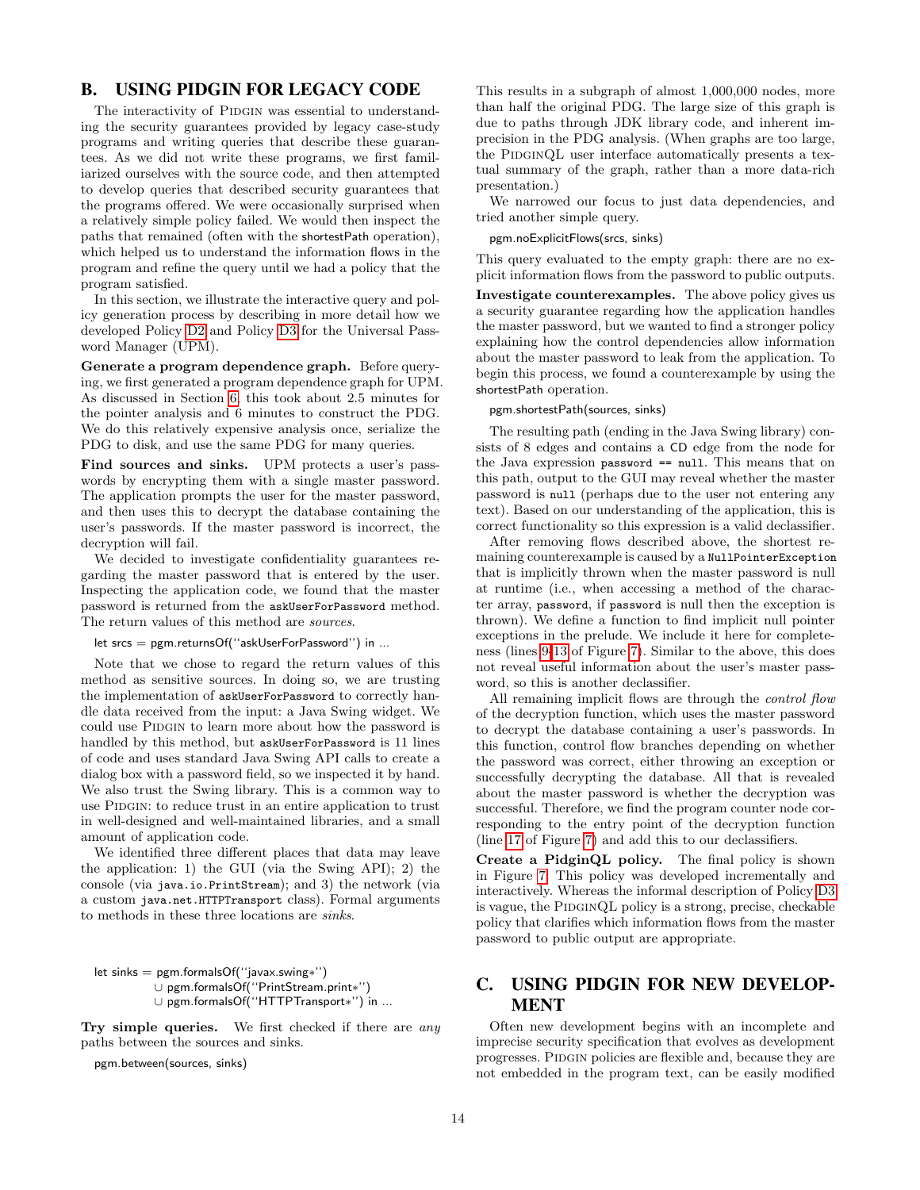## B. USING PIDGIN FOR LEGACY CODE

The interactivity of PIDGIN was essential to understanding the security guarantees provided by legacy case-study programs and writing queries that describe these guarantees. As we did not write these programs, we first familiarized ourselves with the source code, and then attempted to develop queries that described security guarantees that the programs offered. We were occasionally surprised when a relatively simple policy failed. We would then inspect the paths that remained (often with the shortestPath operation), which helped us to understand the information flows in the program and refine the query until we had a policy that the program satisfied.

In this section, we illustrate the interactive query and policy generation process by describing in more detail how we developed Policy D2 and Policy D3 for the Universal Password Manager (UPM).

**Generate a program dependence graph.** Before querying, we first generated a program dependence graph for UPM. As discussed in Section 6, this took about 2.5 minutes for the pointer analysis and 6 minutes to construct the PDG. We do this relatively expensive analysis once, serialize the PDG to disk, and use the same PDG for many queries.

**Find sources and sinks.** UPM protects a user's passwords by encrypting them with a single master password. The application prompts the user for the master password, and then uses this to decrypt the database containing the user's passwords. If the master password is incorrect, the decryption will fail.

We decided to investigate confidentiality guarantees regarding the master password that is entered by the user. Inspecting the application code, we found that the master password is returned from the `askUserForPassword` method. The return values of this method are *sources*.

```
let srcs = pgm.returnsOf(''askUserForPassword'') in ...
```

Note that we chose to regard the return values of this method as sensitive sources. In doing so, we are trusting the implementation of `askUserForPassword` to correctly handle data received from the input: a Java Swing widget. We could use PIDGIN to learn more about how the password is handled by this method, but `askUserForPassword` is 11 lines of code and uses standard Java Swing API calls to create a dialog box with a password field, so we inspected it by hand. We also trust the Swing library. This is a common way to use PIDGIN: to reduce trust in an entire application to trust in well-designed and well-maintained libraries, and a small amount of application code.

We identified three different places that data may leave the application: 1) the GUI (via the Swing API); 2) the console (via `java.io.PrintStream`); and 3) the network (via a custom `java.net.HTTPTransport` class). Formal arguments to methods in these three locations are *sinks*.

```
let sinks = pgm.formalsOf(''javax.swing*'')
          ∪ pgm.formalsOf(''PrintStream.print*'')
          ∪ pgm.formalsOf(''HTTPTransport*'') in ...
```

**Try simple queries.** We first checked if there are *any* paths between the sources and sinks.

```
pgm.between(sources, sinks)
```

This results in a subgraph of almost 1,000,000 nodes, more than half the original PDG. The large size of this graph is due to paths through JDK library code, and inherent imprecision in the PDG analysis. (When graphs are too large, the PIDGINQL user interface automatically presents a textual summary of the graph, rather than a more data-rich presentation.)

We narrowed our focus to just data dependencies, and tried another simple query.

```
pgm.noExplicitFlows(srcs, sinks)
```

This query evaluated to the empty graph: there are no explicit information flows from the password to public outputs.

**Investigate counterexamples.** The above policy gives us a security guarantee regarding how the application handles the master password, but we wanted to find a stronger policy explaining how the control dependencies allow information about the master password to leak from the application. To begin this process, we found a counterexample by using the shortestPath operation.

```
pgm.shortestPath(sources, sinks)
```

The resulting path (ending in the Java Swing library) consists of 8 edges and contains a CD edge from the node for the Java expression `password == null`. This means that on this path, output to the GUI may reveal whether the master password is `null` (perhaps due to the user not entering any text). Based on our understanding of the application, this is correct functionality so this expression is a valid declassifier.

After removing flows described above, the shortest remaining counterexample is caused by a `NullPointerException` that is implicitly thrown when the master password is null at runtime (i.e., when accessing a method of the character array, `password`, if `password` is null then the exception is thrown). We define a function to find implicit null pointer exceptions in the prelude. We include it here for completeness (lines 9-13 of Figure 7). Similar to the above, this does not reveal useful information about the user's master password, so this is another declassifier.

All remaining implicit flows are through the *control flow* of the decryption function, which uses the master password to decrypt the database containing a user's passwords. In this function, control flow branches depending on whether the password was correct, either throwing an exception or successfully decrypting the database. All that is revealed about the master password is whether the decryption was successful. Therefore, we find the program counter node corresponding to the entry point of the decryption function (line 17 of Figure 7) and add this to our declassifiers.

**Create a PidginQL policy.** The final policy is shown in Figure 7. This policy was developed incrementally and interactively. Whereas the informal description of Policy D3 is vague, the PIDGINQL policy is a strong, precise, checkable policy that clarifies which information flows from the master password to public output are appropriate.

## C. USING PIDGIN FOR NEW DEVELOPMENT

Often new development begins with an incomplete and imprecise security specification that evolves as development progresses. PIDGIN policies are flexible and, because they are not embedded in the program text, can be easily modified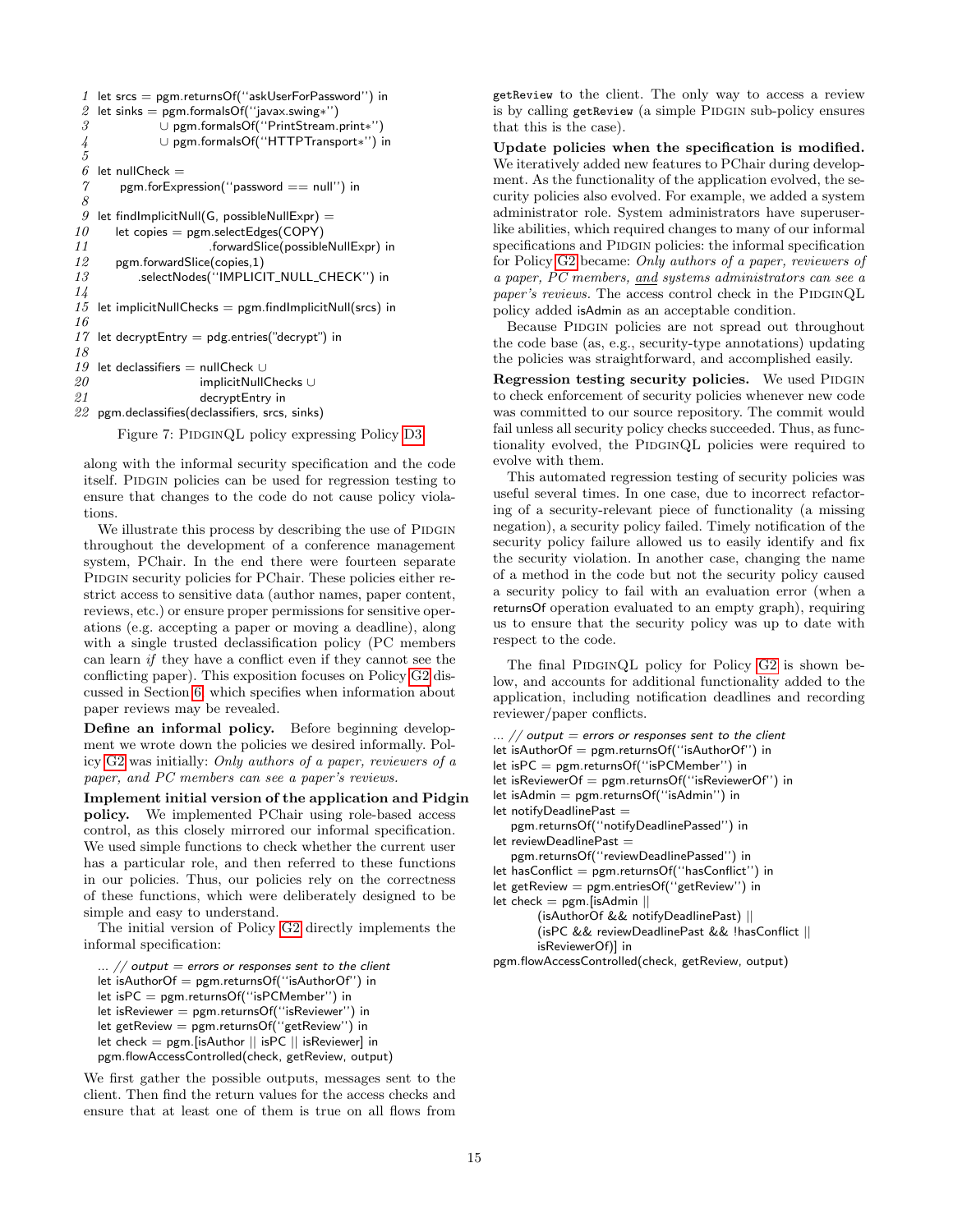```
1  let srcs = pgm.returnsOf(''askUserForPassword'') in
2  let sinks = pgm.formalsOf(''javax.swing*'')
3              ∪ pgm.formalsOf(''PrintStream.print*'')
4              ∪ pgm.formalsOf(''HTTPTransport*'') in
5
6  let nullCheck =
7      pgm.forExpression(''password == null'') in
8
9  let findImplicitNull(G, possibleNullExpr) =
10     let copies = pgm.selectEdges(COPY)
11                      .forwardSlice(possibleNullExpr) in
12     pgm.forwardSlice(copies,1)
13         .selectNodes(''IMPLICIT_NULL_CHECK'') in
14
15 let implicitNullChecks = pgm.findImplicitNull(srcs) in
16
17 let decryptEntry = pdg.entries("decrypt") in
18
19 let declassifiers = nullCheck ∪
20                     implicitNullChecks ∪
21                     decryptEntry in
22 pgm.declassifies(declassifiers, srcs, sinks)
```

Figure 7: PIDGINQL policy expressing Policy D3

along with the informal security specification and the code itself. PIDGIN policies can be used for regression testing to ensure that changes to the code do not cause policy violations.

We illustrate this process by describing the use of PIDGIN throughout the development of a conference management system, PChair. In the end there were fourteen separate PIDGIN security policies for PChair. These policies either restrict access to sensitive data (author names, paper content, reviews, etc.) or ensure proper permissions for sensitive operations (e.g. accepting a paper or moving a deadline), along with a single trusted declassification policy (PC members can learn *if* they have a conflict even if they cannot see the conflicting paper). This exposition focuses on Policy G2 discussed in Section 6, which specifies when information about paper reviews may be revealed.

**Define an informal policy.** Before beginning development we wrote down the policies we desired informally. Policy G2 was initially: *Only authors of a paper, reviewers of a paper, and PC members can see a paper's reviews.*

**Implement initial version of the application and Pidgin policy.** We implemented PChair using role-based access control, as this closely mirrored our informal specification. We used simple functions to check whether the current user has a particular role, and then referred to these functions in our policies. Thus, our policies rely on the correctness of these functions, which were deliberately designed to be simple and easy to understand.

The initial version of Policy G2 directly implements the informal specification:

```
... // output = errors or responses sent to the client
let isAuthorOf = pgm.returnsOf(''isAuthorOf'') in
let isPC = pgm.returnsOf(''isPCMember'') in
let isReviewer = pgm.returnsOf(''isReviewer'') in
let getReview = pgm.returnsOf(''getReview'') in
let check = pgm.[isAuthor || isPC || isReviewer] in
pgm.flowAccessControlled(check, getReview, output)
```

We first gather the possible outputs, messages sent to the client. Then find the return values for the access checks and ensure that at least one of them is true on all flows from getReview to the client. The only way to access a review is by calling getReview (a simple PIDGIN sub-policy ensures that this is the case).

**Update policies when the specification is modified.** We iteratively added new features to PChair during development. As the functionality of the application evolved, the security policies also evolved. For example, we added a system administrator role. System administrators have superuser-like abilities, which required changes to many of our informal specifications and PIDGIN policies: the informal specification for Policy G2 became: *Only authors of a paper, reviewers of a paper, PC members, <u>and</u> systems administrators can see a paper's reviews.* The access control check in the PIDGINQL policy added isAdmin as an acceptable condition.

Because PIDGIN policies are not spread out throughout the code base (as, e.g., security-type annotations) updating the policies was straightforward, and accomplished easily.

**Regression testing security policies.** We used PIDGIN to check enforcement of security policies whenever new code was committed to our source repository. The commit would fail unless all security policy checks succeeded. Thus, as functionality evolved, the PIDGINQL policies were required to evolve with them.

This automated regression testing of security policies was useful several times. In one case, due to incorrect refactoring of a security-relevant piece of functionality (a missing negation), a security policy failed. Timely notification of the security policy failure allowed us to easily identify and fix the security violation. In another case, changing the name of a method in the code but not the security policy caused a security policy to fail with an evaluation error (when a returnsOf operation evaluated to an empty graph), requiring us to ensure that the security policy was up to date with respect to the code.

The final PIDGINQL policy for Policy G2 is shown below, and accounts for additional functionality added to the application, including notification deadlines and recording reviewer/paper conflicts.

```
... // output = errors or responses sent to the client
let isAuthorOf = pgm.returnsOf(''isAuthorOf'') in
let isPC = pgm.returnsOf(''isPCMember'') in
let isReviewerOf = pgm.returnsOf(''isReviewerOf'') in
let isAdmin = pgm.returnsOf(''isAdmin'') in
let notifyDeadlinePast =
    pgm.returnsOf(''notifyDeadlinePassed'') in
let reviewDeadlinePast =
    pgm.returnsOf(''reviewDeadlinePassed'') in
let hasConflict = pgm.returnsOf(''hasConflict'') in
let getReview = pgm.entriesOf(''getReview'') in
let check = pgm.[isAdmin ||
        (isAuthorOf && notifyDeadlinePast) ||
        (isPC && reviewDeadlinePast && !hasConflict ||
        isReviewerOf)] in
pgm.flowAccessControlled(check, getReview, output)
```